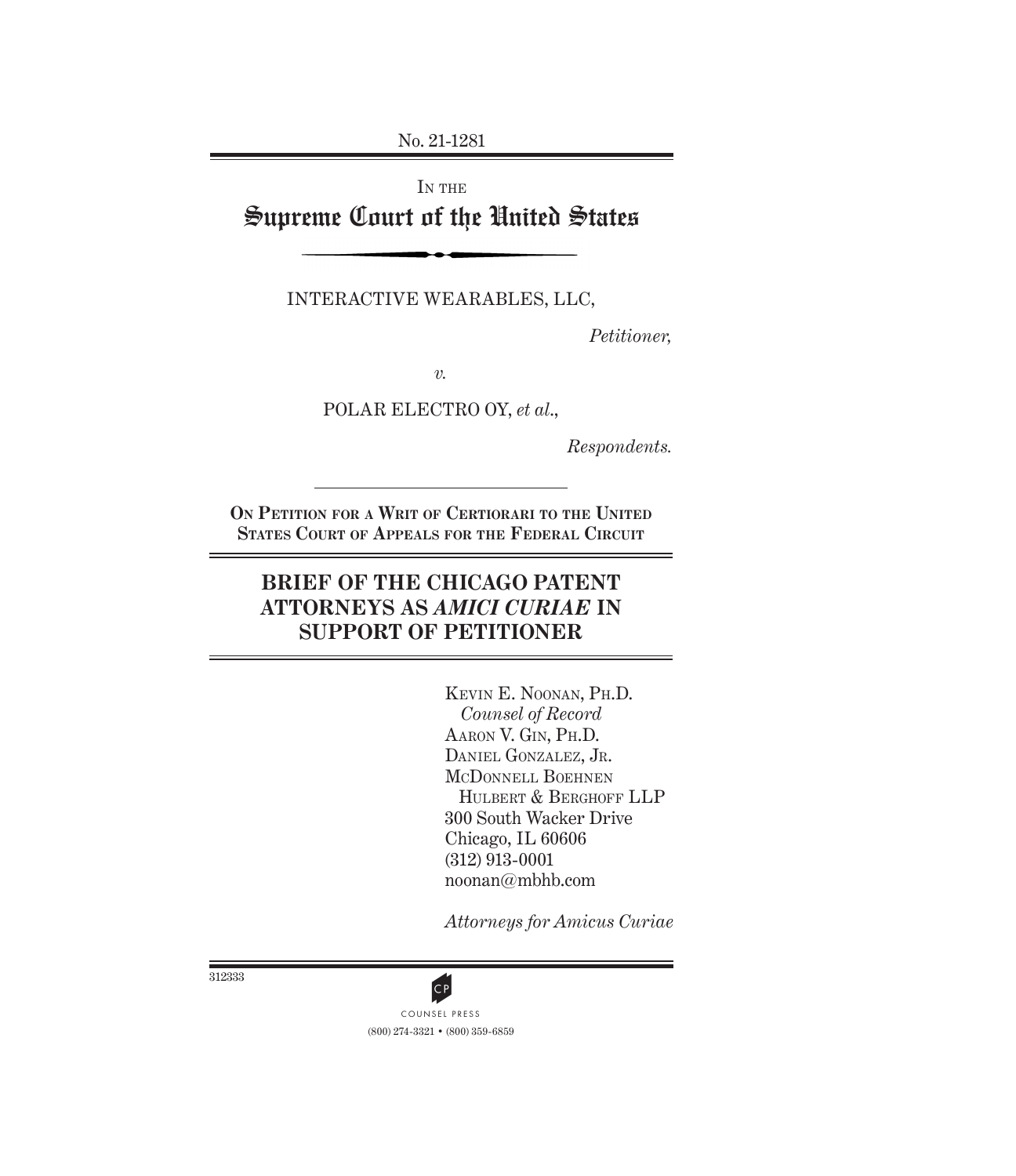No. 21-1281

IN THE

# Supreme Court of the United States

INTERACTIVE WEARABLES, LLC,

*Petitioner,*

*v.*

POLAR ELECTRO OY, *et al.*,

*Respondents.*

**ON PETITION FOR A WRIT OF CERTIORARI TO THE UNITED STATES COURT OF APPEALS FOR THE FEDERAL CIRCUIT**

## BRIEF OF THE CHICAGO PATENT ATTORNEYS AS *AMICI CURIAE* IN SUPPORT OF PETITIONER

KEVIN E. NOONAN, PH.D.
*Counsel of Record*
AARON V. GIN, PH.D.
DANIEL GONZALEZ, JR.
MCDONNELL BOEHNEN
HULBERT & BERGHOFF LLP
300 South Wacker Drive
Chicago, IL 60606
(312) 913-0001
noonan@mbhb.com

*Attorneys for Amicus Curiae*

312333

COUNSEL PRESS
(800) 274-3321 • (800) 359-6859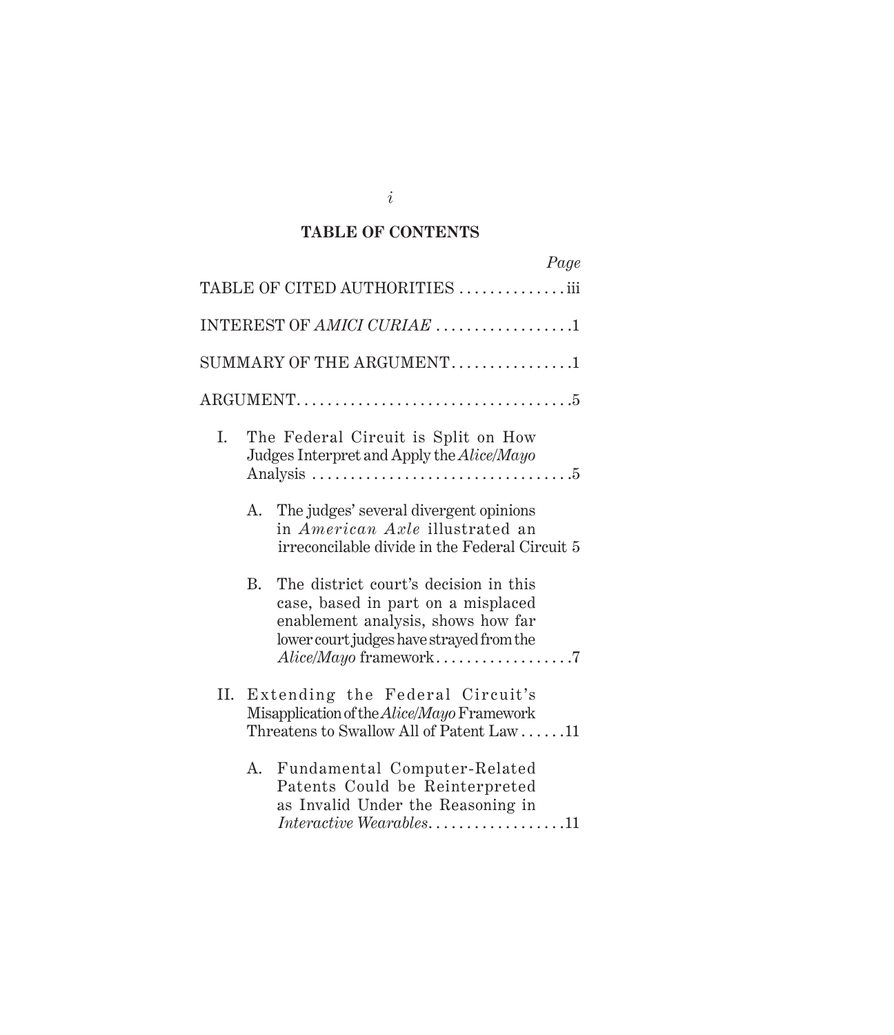## TABLE OF CONTENTS

| | Page |
|---|---|
| TABLE OF CITED AUTHORITIES | iii |
| INTEREST OF *AMICI CURIAE* | 1 |
| SUMMARY OF THE ARGUMENT | 1 |
| ARGUMENT | 5 |
| I. The Federal Circuit is Split on How Judges Interpret and Apply the *Alice/Mayo* Analysis | 5 |
| A. The judges' several divergent opinions in *American Axle* illustrated an irreconcilable divide in the Federal Circuit | 5 |
| B. The district court's decision in this case, based in part on a misplaced enablement analysis, shows how far lower court judges have strayed from the *Alice/Mayo* framework | 7 |
| II. Extending the Federal Circuit's Misapplication of the *Alice/Mayo* Framework Threatens to Swallow All of Patent Law | 11 |
| A. Fundamental Computer-Related Patents Could be Reinterpreted as Invalid Under the Reasoning in *Interactive Wearables* | 11 |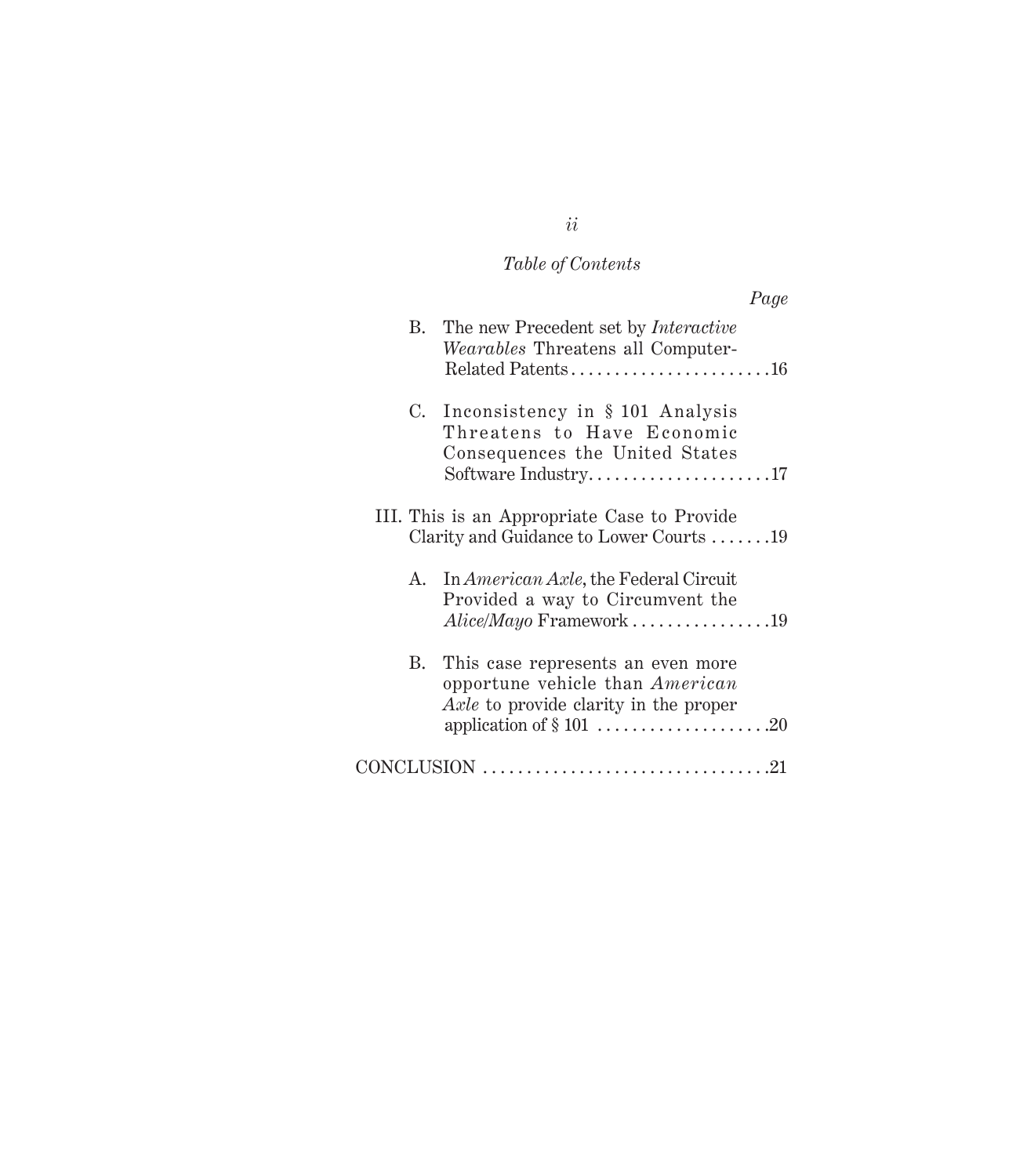*Table of Contents*

*Page*

- B. The new Precedent set by *Interactive Wearables* Threatens all Computer-Related Patents........................16
- C. Inconsistency in § 101 Analysis Threatens to Have Economic Consequences the United States Software Industry.....................17

III. This is an Appropriate Case to Provide Clarity and Guidance to Lower Courts .......19

- A. In *American Axle*, the Federal Circuit Provided a way to Circumvent the *Alice/Mayo* Framework ................19
- B. This case represents an even more opportune vehicle than *American Axle* to provide clarity in the proper application of § 101 ....................20

CONCLUSION .................................21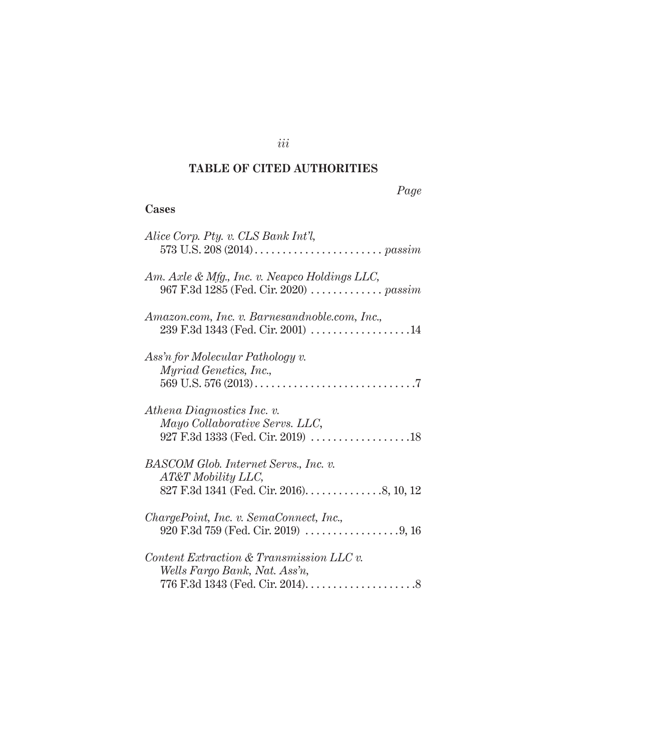## TABLE OF CITED AUTHORITIES

*Page*

**Cases**

*Alice Corp. Pty. v. CLS Bank Int'l*,
573 U.S. 208 (2014) . . . . . . . . . . . . . . . . . . . . . . . *passim*

*Am. Axle & Mfg., Inc. v. Neapco Holdings LLC*,
967 F.3d 1285 (Fed. Cir. 2020) . . . . . . . . . . . . . *passim*

*Amazon.com, Inc. v. Barnesandnoble.com, Inc.*,
239 F.3d 1343 (Fed. Cir. 2001) . . . . . . . . . . . . . . . . . .14

*Ass'n for Molecular Pathology v. Myriad Genetics, Inc.*,
569 U.S. 576 (2013) . . . . . . . . . . . . . . . . . . . . . . . . . . . . .7

*Athena Diagnostics Inc. v. Mayo Collaborative Servs. LLC*,
927 F.3d 1333 (Fed. Cir. 2019) . . . . . . . . . . . . . . . . . .18

*BASCOM Glob. Internet Servs., Inc. v. AT&T Mobility LLC*,
827 F.3d 1341 (Fed. Cir. 2016) . . . . . . . . . . . . . .8, 10, 12

*ChargePoint, Inc. v. SemaConnect, Inc.*,
920 F.3d 759 (Fed. Cir. 2019) . . . . . . . . . . . . . . . . .9, 16

*Content Extraction & Transmission LLC v. Wells Fargo Bank, Nat. Ass'n*,
776 F.3d 1343 (Fed. Cir. 2014) . . . . . . . . . . . . . . . . . . . .8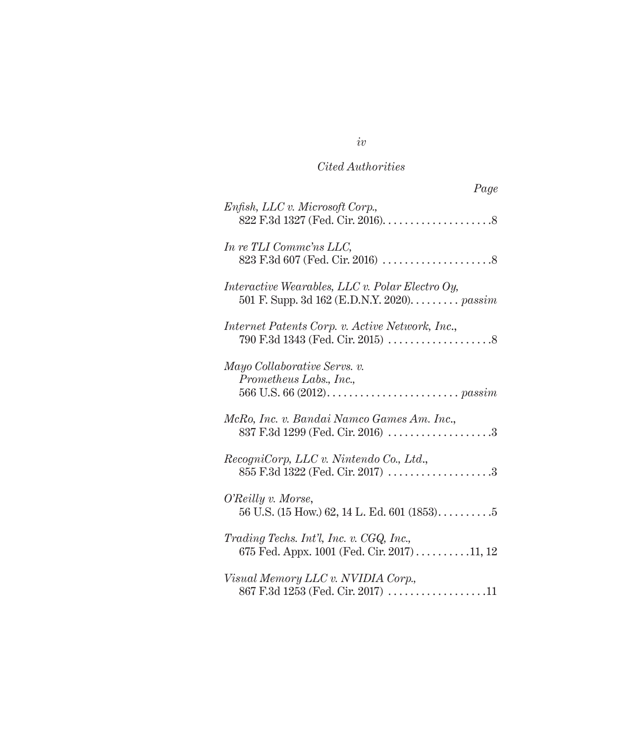*Cited Authorities*

*Page*

*Enfish, LLC v. Microsoft Corp.*,
822 F.3d 1327 (Fed. Cir. 2016). . . . . . . . . . . . . . . . . . . .8

*In re TLI Commc'ns LLC*,
823 F.3d 607 (Fed. Cir. 2016) . . . . . . . . . . . . . . . . . . . .8

*Interactive Wearables, LLC v. Polar Electro Oy*,
501 F. Supp. 3d 162 (E.D.N.Y. 2020). . . . . . . . . *passim*

*Internet Patents Corp. v. Active Network, Inc.*,
790 F.3d 1343 (Fed. Cir. 2015) . . . . . . . . . . . . . . . . . . .8

*Mayo Collaborative Servs. v. Prometheus Labs., Inc.*,
566 U.S. 66 (2012). . . . . . . . . . . . . . . . . . . . . . . . *passim*

*McRo, Inc. v. Bandai Namco Games Am. Inc.*,
837 F.3d 1299 (Fed. Cir. 2016) . . . . . . . . . . . . . . . . . . .3

*RecogniCorp, LLC v. Nintendo Co., Ltd.*,
855 F.3d 1322 (Fed. Cir. 2017) . . . . . . . . . . . . . . . . . . .3

*O'Reilly v. Morse*,
56 U.S. (15 How.) 62, 14 L. Ed. 601 (1853). . . . . . . . . .5

*Trading Techs. Int'l, Inc. v. CGQ, Inc.*,
675 Fed. Appx. 1001 (Fed. Cir. 2017) . . . . . . . . . .11, 12

*Visual Memory LLC v. NVIDIA Corp.*,
867 F.3d 1253 (Fed. Cir. 2017) . . . . . . . . . . . . . . . . . .11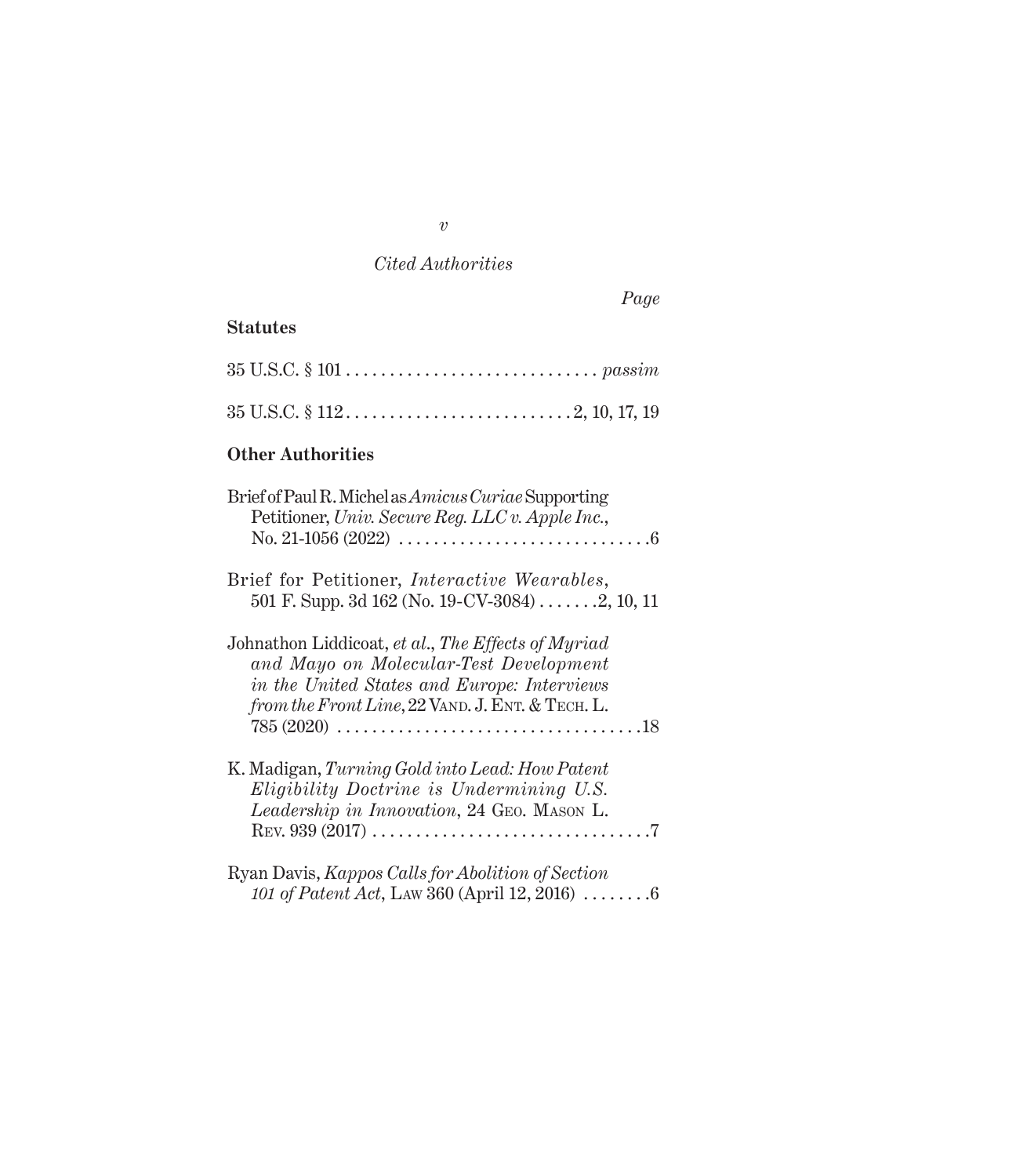*Cited Authorities*

*Page*

**Statutes**

35 U.S.C. § 101 . . . . . . . . . . . . . . . . . . . . . . . . . . . . . *passim*

35 U.S.C. § 112 . . . . . . . . . . . . . . . . . . . . . . . . . . 2, 10, 17, 19

**Other Authorities**

Brief of Paul R. Michel as *Amicus Curiae* Supporting Petitioner, *Univ. Secure Reg. LLC v. Apple Inc.*, No. 21-1056 (2022) . . . . . . . . . . . . . . . . . . . . . . . . . . . . . 6

Brief for Petitioner, *Interactive Wearables*, 501 F. Supp. 3d 162 (No. 19-CV-3084) . . . . . . . 2, 10, 11

Johnathon Liddicoat, *et al.*, *The Effects of Myriad and Mayo on Molecular-Test Development in the United States and Europe: Interviews from the Front Line*, 22 Vand. J. Ent. & Tech. L. 785 (2020) . . . . . . . . . . . . . . . . . . . . . . . . . . . . . . . . . . . 18

K. Madigan, *Turning Gold into Lead: How Patent Eligibility Doctrine is Undermining U.S. Leadership in Innovation*, 24 Geo. Mason L. Rev. 939 (2017) . . . . . . . . . . . . . . . . . . . . . . . . . . . . . . . . 7

Ryan Davis, *Kappos Calls for Abolition of Section 101 of Patent Act*, Law 360 (April 12, 2016) . . . . . . . . 6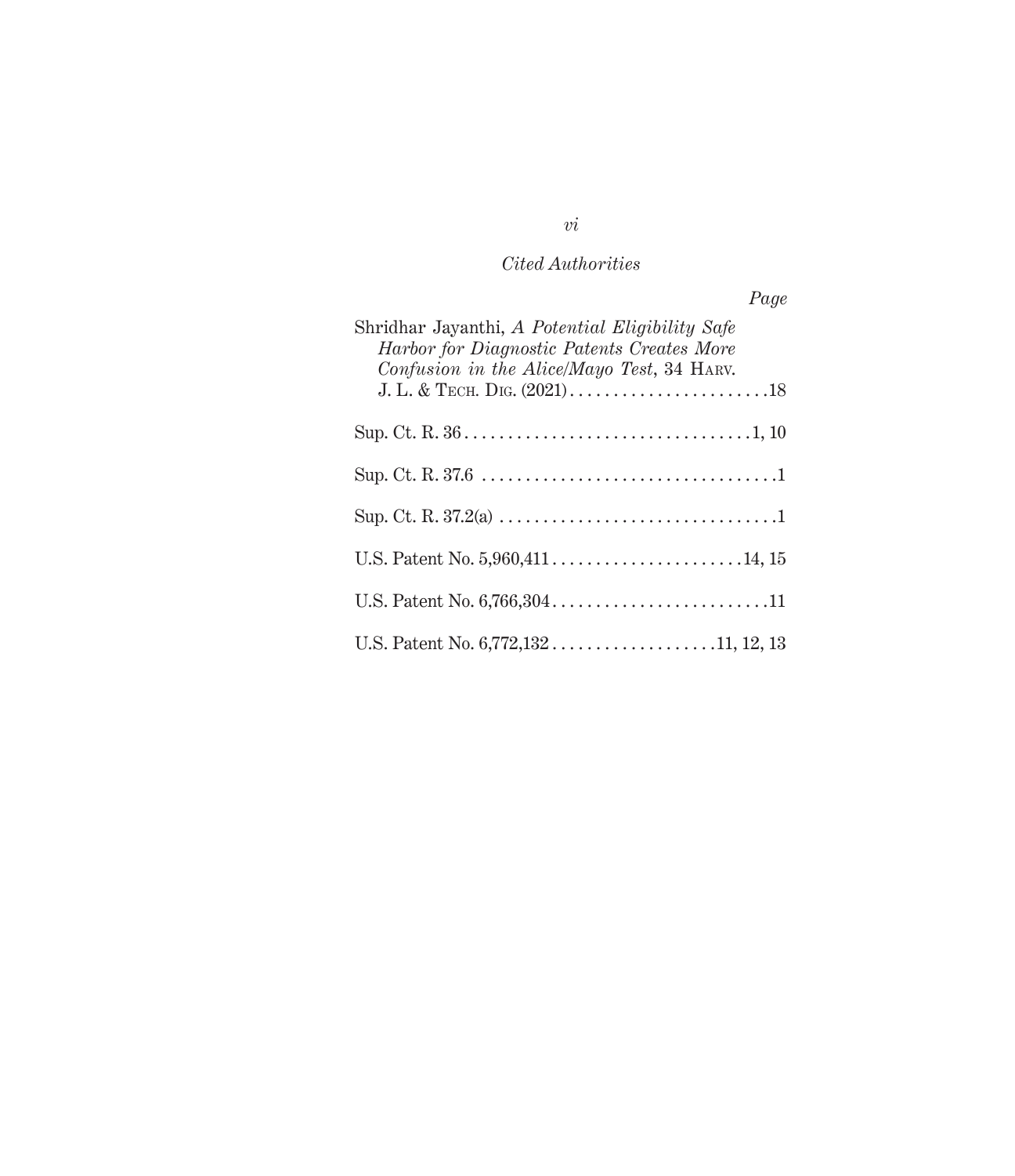*Cited Authorities*

*Page*

Shridhar Jayanthi, *A Potential Eligibility Safe Harbor for Diagnostic Patents Creates More Confusion in the Alice/Mayo Test*, 34 HARV. J. L. & TECH. DIG. (2021) . . . . . . . . . . . . . . . . . . . . . . . .18

Sup. Ct. R. 36 . . . . . . . . . . . . . . . . . . . . . . . . . . . . . . . . . 1, 10

Sup. Ct. R. 37.6 . . . . . . . . . . . . . . . . . . . . . . . . . . . . . . . . . . 1

Sup. Ct. R. 37.2(a) . . . . . . . . . . . . . . . . . . . . . . . . . . . . . . . . 1

U.S. Patent No. 5,960,411 . . . . . . . . . . . . . . . . . . . . . . . 14, 15

U.S. Patent No. 6,766,304 . . . . . . . . . . . . . . . . . . . . . . . . . . 11

U.S. Patent No. 6,772,132 . . . . . . . . . . . . . . . . . . . . 11, 12, 13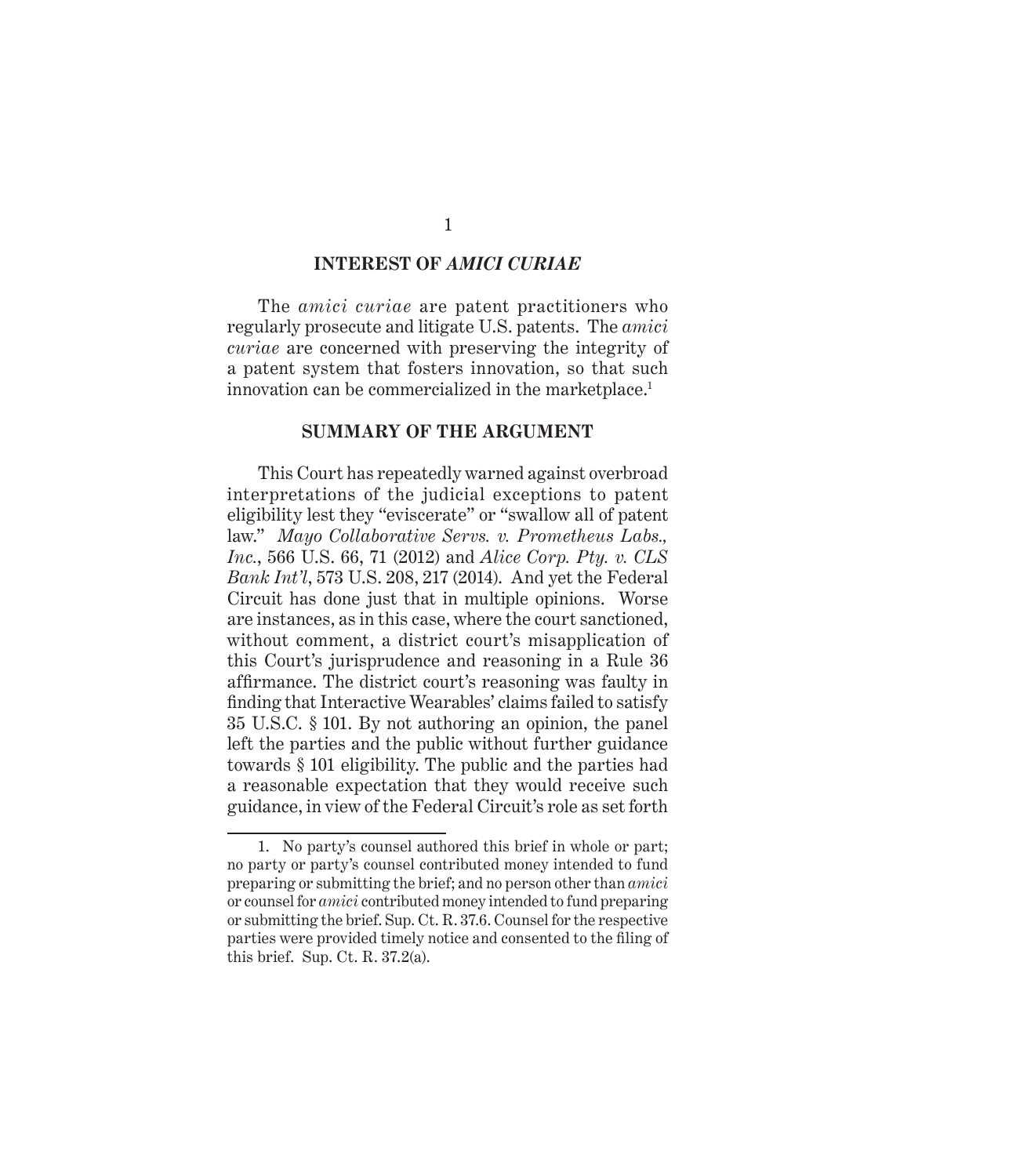## INTEREST OF *AMICI CURIAE*

The *amici curiae* are patent practitioners who regularly prosecute and litigate U.S. patents. The *amici curiae* are concerned with preserving the integrity of a patent system that fosters innovation, so that such innovation can be commercialized in the marketplace.[1]

## SUMMARY OF THE ARGUMENT

This Court has repeatedly warned against overbroad interpretations of the judicial exceptions to patent eligibility lest they "eviscerate" or "swallow all of patent law." *Mayo Collaborative Servs. v. Prometheus Labs., Inc.*, 566 U.S. 66, 71 (2012) and *Alice Corp. Pty. v. CLS Bank Int'l*, 573 U.S. 208, 217 (2014). And yet the Federal Circuit has done just that in multiple opinions. Worse are instances, as in this case, where the court sanctioned, without comment, a district court's misapplication of this Court's jurisprudence and reasoning in a Rule 36 affirmance. The district court's reasoning was faulty in finding that Interactive Wearables' claims failed to satisfy 35 U.S.C. § 101. By not authoring an opinion, the panel left the parties and the public without further guidance towards § 101 eligibility. The public and the parties had a reasonable expectation that they would receive such guidance, in view of the Federal Circuit's role as set forth

---

1. No party's counsel authored this brief in whole or part; no party or party's counsel contributed money intended to fund preparing or submitting the brief; and no person other than *amici* or counsel for *amici* contributed money intended to fund preparing or submitting the brief. Sup. Ct. R. 37.6. Counsel for the respective parties were provided timely notice and consented to the filing of this brief. Sup. Ct. R. 37.2(a).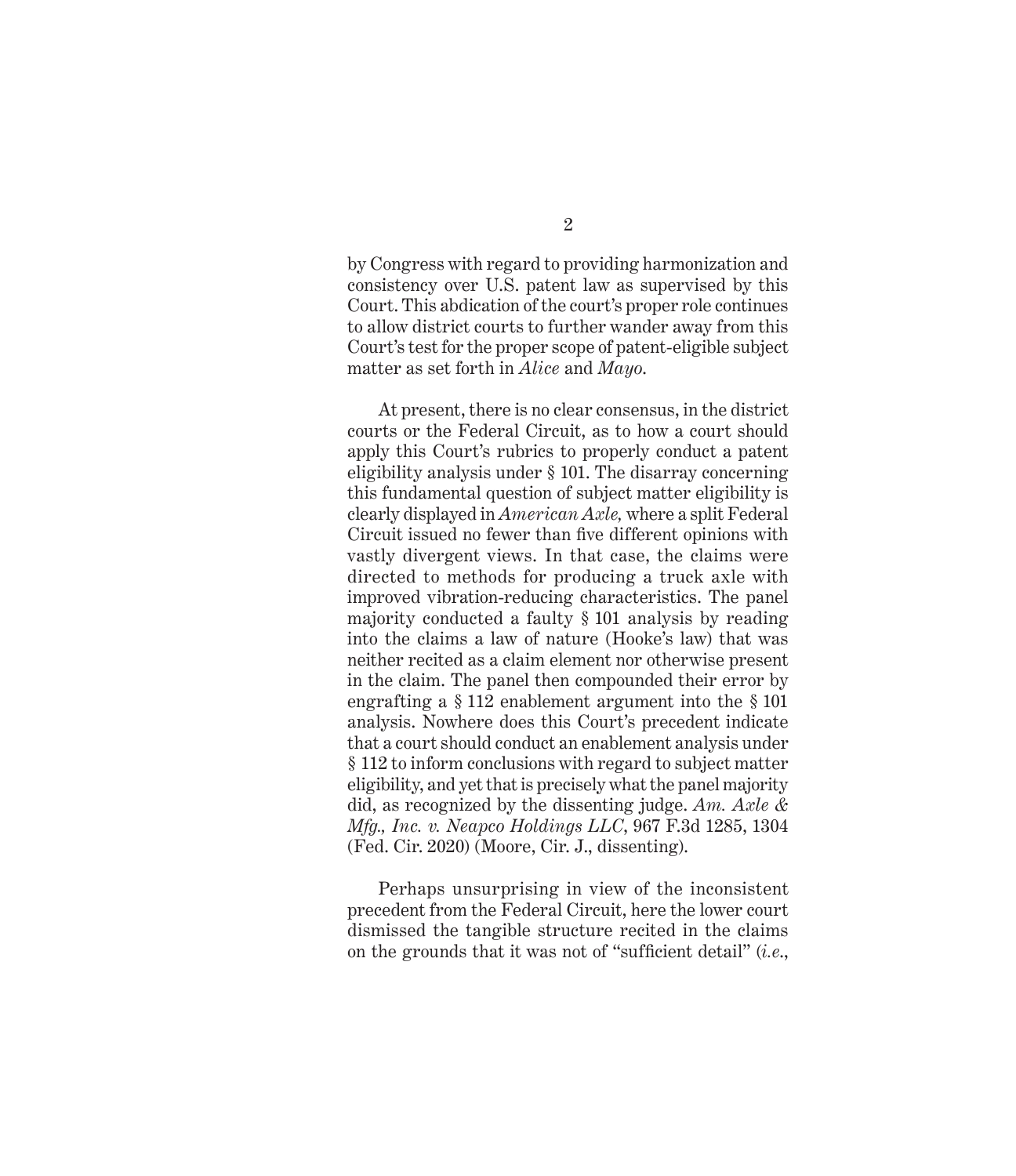by Congress with regard to providing harmonization and consistency over U.S. patent law as supervised by this Court. This abdication of the court's proper role continues to allow district courts to further wander away from this Court's test for the proper scope of patent-eligible subject matter as set forth in *Alice* and *Mayo*.

At present, there is no clear consensus, in the district courts or the Federal Circuit, as to how a court should apply this Court's rubrics to properly conduct a patent eligibility analysis under § 101. The disarray concerning this fundamental question of subject matter eligibility is clearly displayed in *American Axle,* where a split Federal Circuit issued no fewer than five different opinions with vastly divergent views. In that case, the claims were directed to methods for producing a truck axle with improved vibration-reducing characteristics. The panel majority conducted a faulty § 101 analysis by reading into the claims a law of nature (Hooke's law) that was neither recited as a claim element nor otherwise present in the claim. The panel then compounded their error by engrafting a § 112 enablement argument into the § 101 analysis. Nowhere does this Court's precedent indicate that a court should conduct an enablement analysis under § 112 to inform conclusions with regard to subject matter eligibility, and yet that is precisely what the panel majority did, as recognized by the dissenting judge. *Am. Axle & Mfg., Inc. v. Neapco Holdings LLC*, 967 F.3d 1285, 1304 (Fed. Cir. 2020) (Moore, Cir. J., dissenting).

Perhaps unsurprising in view of the inconsistent precedent from the Federal Circuit, here the lower court dismissed the tangible structure recited in the claims on the grounds that it was not of "sufficient detail" (*i.e.*,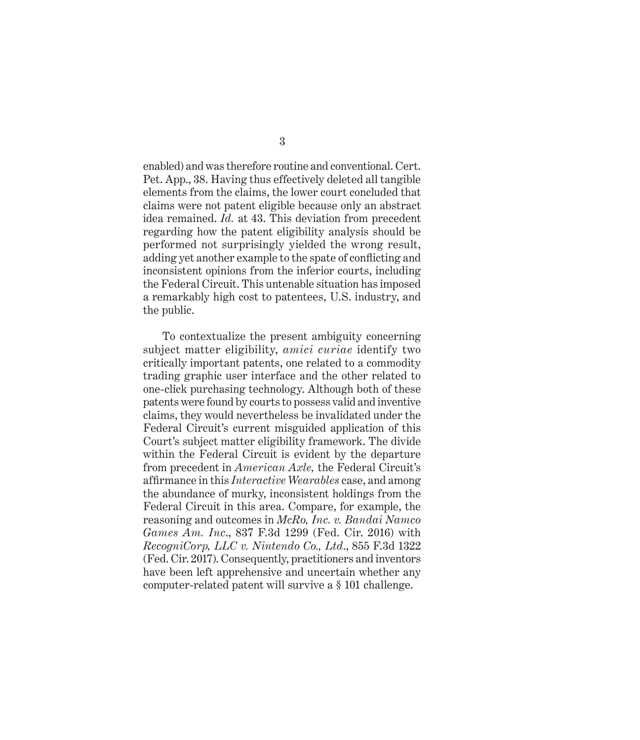enabled) and was therefore routine and conventional. Cert. Pet. App., 38. Having thus effectively deleted all tangible elements from the claims, the lower court concluded that claims were not patent eligible because only an abstract idea remained. *Id.* at 43. This deviation from precedent regarding how the patent eligibility analysis should be performed not surprisingly yielded the wrong result, adding yet another example to the spate of conflicting and inconsistent opinions from the inferior courts, including the Federal Circuit. This untenable situation has imposed a remarkably high cost to patentees, U.S. industry, and the public.

To contextualize the present ambiguity concerning subject matter eligibility, *amici curiae* identify two critically important patents, one related to a commodity trading graphic user interface and the other related to one-click purchasing technology. Although both of these patents were found by courts to possess valid and inventive claims, they would nevertheless be invalidated under the Federal Circuit's current misguided application of this Court's subject matter eligibility framework. The divide within the Federal Circuit is evident by the departure from precedent in *American Axle,* the Federal Circuit's affirmance in this *Interactive Wearables* case, and among the abundance of murky, inconsistent holdings from the Federal Circuit in this area. Compare, for example, the reasoning and outcomes in *McRo, Inc. v. Bandai Namco Games Am. Inc*., 837 F.3d 1299 (Fed. Cir. 2016) with *RecogniCorp, LLC v. Nintendo Co., Ltd*., 855 F.3d 1322 (Fed. Cir. 2017). Consequently, practitioners and inventors have been left apprehensive and uncertain whether any computer-related patent will survive a § 101 challenge.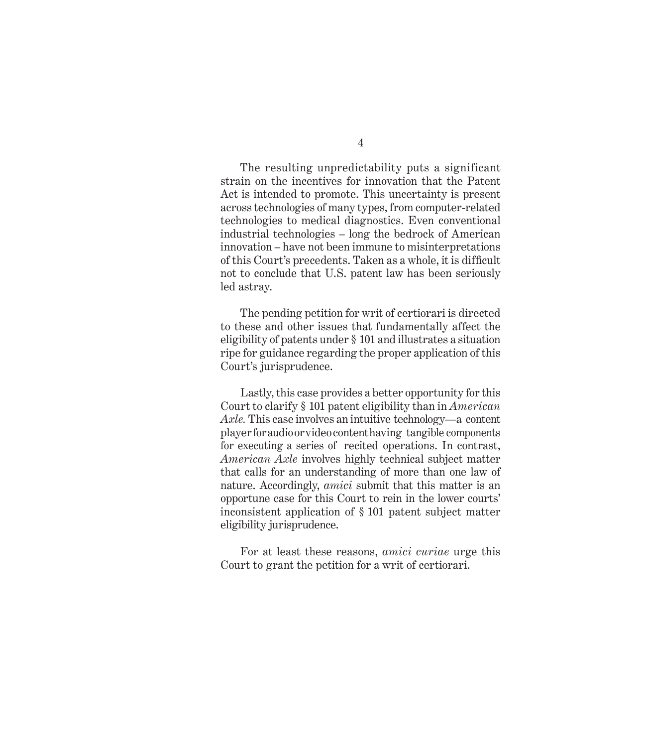The resulting unpredictability puts a significant strain on the incentives for innovation that the Patent Act is intended to promote. This uncertainty is present across technologies of many types, from computer-related technologies to medical diagnostics. Even conventional industrial technologies – long the bedrock of American innovation – have not been immune to misinterpretations of this Court's precedents. Taken as a whole, it is difficult not to conclude that U.S. patent law has been seriously led astray.

The pending petition for writ of certiorari is directed to these and other issues that fundamentally affect the eligibility of patents under § 101 and illustrates a situation ripe for guidance regarding the proper application of this Court's jurisprudence.

Lastly, this case provides a better opportunity for this Court to clarify § 101 patent eligibility than in *American Axle.* This case involves an intuitive technology—a content player for audio or video content having tangible components for executing a series of recited operations. In contrast, *American Axle* involves highly technical subject matter that calls for an understanding of more than one law of nature. Accordingly, *amici* submit that this matter is an opportune case for this Court to rein in the lower courts' inconsistent application of § 101 patent subject matter eligibility jurisprudence.

For at least these reasons, *amici curiae* urge this Court to grant the petition for a writ of certiorari.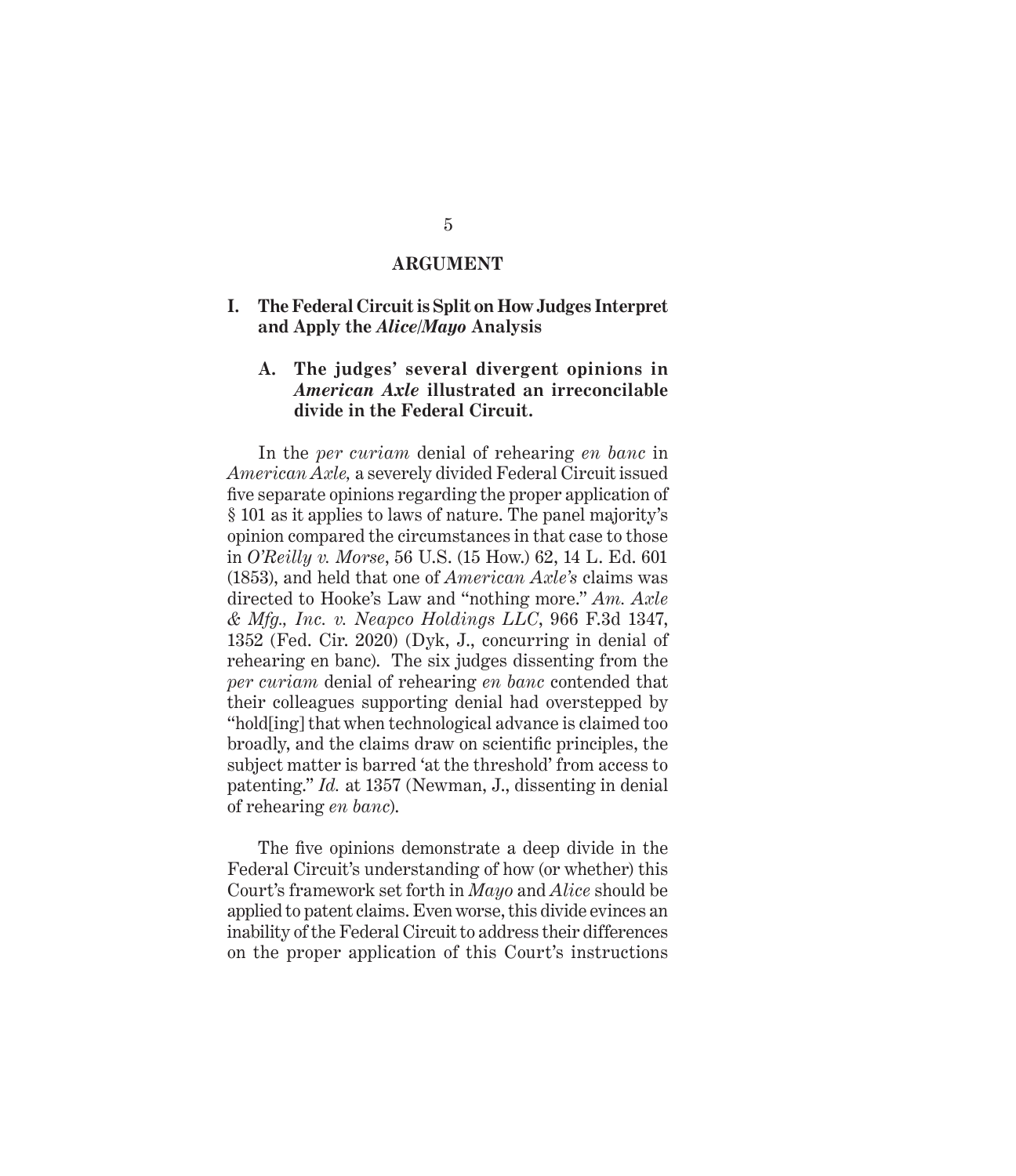## ARGUMENT

### I. The Federal Circuit is Split on How Judges Interpret and Apply the *Alice/Mayo* Analysis

#### A. The judges' several divergent opinions in *American Axle* illustrated an irreconcilable divide in the Federal Circuit.

In the *per curiam* denial of rehearing *en banc* in *American Axle,* a severely divided Federal Circuit issued five separate opinions regarding the proper application of § 101 as it applies to laws of nature. The panel majority's opinion compared the circumstances in that case to those in *O'Reilly v. Morse*, 56 U.S. (15 How.) 62, 14 L. Ed. 601 (1853), and held that one of *American Axle's* claims was directed to Hooke's Law and "nothing more." *Am. Axle & Mfg., Inc. v. Neapco Holdings LLC*, 966 F.3d 1347, 1352 (Fed. Cir. 2020) (Dyk, J., concurring in denial of rehearing en banc). The six judges dissenting from the *per curiam* denial of rehearing *en banc* contended that their colleagues supporting denial had overstepped by "hold[ing] that when technological advance is claimed too broadly, and the claims draw on scientific principles, the subject matter is barred 'at the threshold' from access to patenting." *Id.* at 1357 (Newman, J., dissenting in denial of rehearing *en banc*).

The five opinions demonstrate a deep divide in the Federal Circuit's understanding of how (or whether) this Court's framework set forth in *Mayo* and *Alice* should be applied to patent claims. Even worse, this divide evinces an inability of the Federal Circuit to address their differences on the proper application of this Court's instructions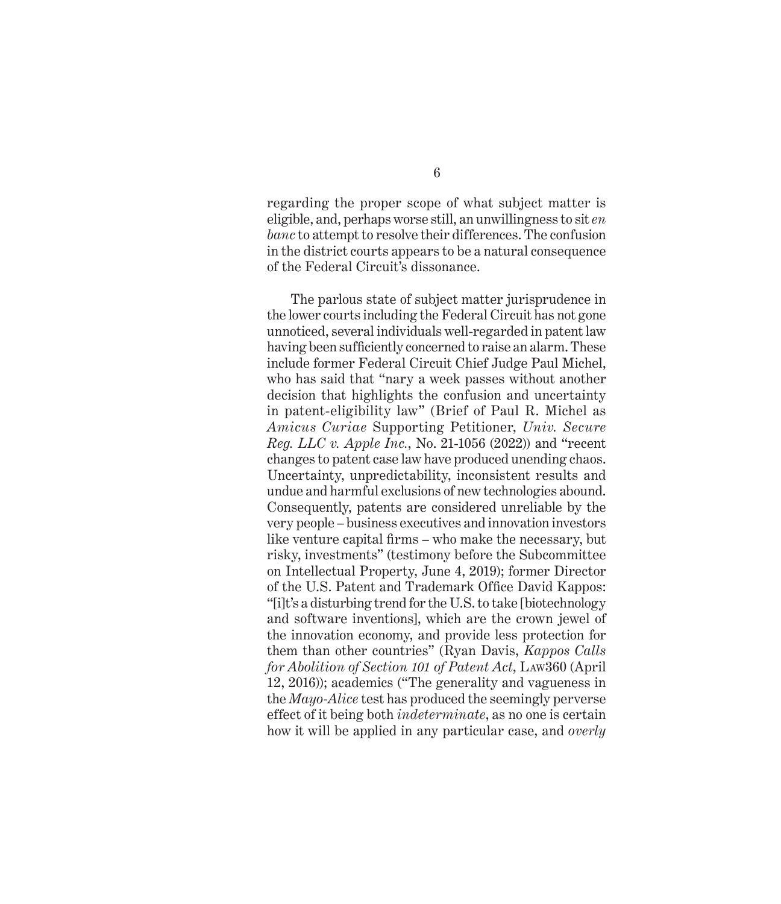regarding the proper scope of what subject matter is eligible, and, perhaps worse still, an unwillingness to sit *en banc* to attempt to resolve their differences. The confusion in the district courts appears to be a natural consequence of the Federal Circuit's dissonance.

The parlous state of subject matter jurisprudence in the lower courts including the Federal Circuit has not gone unnoticed, several individuals well-regarded in patent law having been sufficiently concerned to raise an alarm. These include former Federal Circuit Chief Judge Paul Michel, who has said that "nary a week passes without another decision that highlights the confusion and uncertainty in patent-eligibility law" (Brief of Paul R. Michel as *Amicus Curiae* Supporting Petitioner, *Univ. Secure Reg. LLC v. Apple Inc.*, No. 21-1056 (2022)) and "recent changes to patent case law have produced unending chaos. Uncertainty, unpredictability, inconsistent results and undue and harmful exclusions of new technologies abound. Consequently, patents are considered unreliable by the very people – business executives and innovation investors like venture capital firms – who make the necessary, but risky, investments" (testimony before the Subcommittee on Intellectual Property, June 4, 2019); former Director of the U.S. Patent and Trademark Office David Kappos: "[i]t's a disturbing trend for the U.S. to take [biotechnology and software inventions], which are the crown jewel of the innovation economy, and provide less protection for them than other countries" (Ryan Davis, *Kappos Calls for Abolition of Section 101 of Patent Act*, Law360 (April 12, 2016)); academics ("The generality and vagueness in the *Mayo-Alice* test has produced the seemingly perverse effect of it being both *indeterminate*, as no one is certain how it will be applied in any particular case, and *overly*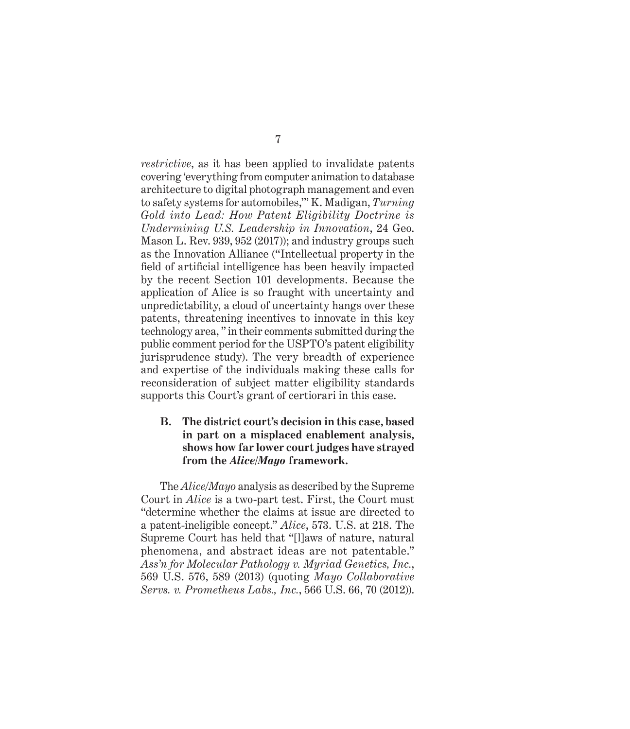*restrictive*, as it has been applied to invalidate patents covering 'everything from computer animation to database architecture to digital photograph management and even to safety systems for automobiles,'" K. Madigan, *Turning Gold into Lead: How Patent Eligibility Doctrine is Undermining U.S. Leadership in Innovation*, 24 Geo. Mason L. Rev. 939, 952 (2017)); and industry groups such as the Innovation Alliance ("Intellectual property in the field of artificial intelligence has been heavily impacted by the recent Section 101 developments. Because the application of Alice is so fraught with uncertainty and unpredictability, a cloud of uncertainty hangs over these patents, threatening incentives to innovate in this key technology area, " in their comments submitted during the public comment period for the USPTO's patent eligibility jurisprudence study). The very breadth of experience and expertise of the individuals making these calls for reconsideration of subject matter eligibility standards supports this Court's grant of certiorari in this case.

### B. The district court's decision in this case, based in part on a misplaced enablement analysis, shows how far lower court judges have strayed from the *Alice/Mayo* framework.

The *Alice/Mayo* analysis as described by the Supreme Court in *Alice* is a two-part test. First, the Court must "determine whether the claims at issue are directed to a patent-ineligible concept." *Alice*, 573. U.S. at 218. The Supreme Court has held that "[l]aws of nature, natural phenomena, and abstract ideas are not patentable." *Ass'n for Molecular Pathology v. Myriad Genetics, Inc.*, 569 U.S. 576, 589 (2013) (quoting *Mayo Collaborative Servs. v. Prometheus Labs., Inc.*, 566 U.S. 66, 70 (2012)).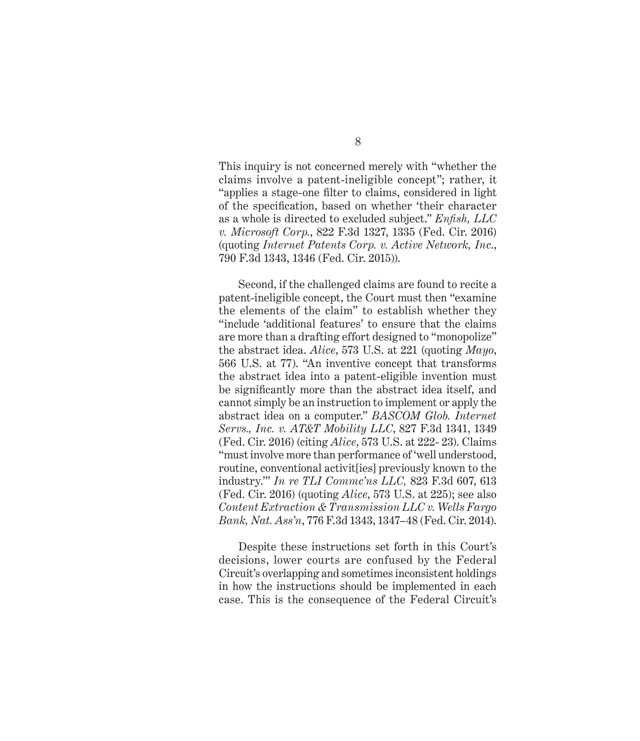This inquiry is not concerned merely with "whether the claims involve a patent-ineligible concept"; rather, it "applies a stage-one filter to claims, considered in light of the specification, based on whether 'their character as a whole is directed to excluded subject." *Enfish, LLC v. Microsoft Corp.*, 822 F.3d 1327, 1335 (Fed. Cir. 2016) (quoting *Internet Patents Corp. v. Active Network, Inc.*, 790 F.3d 1343, 1346 (Fed. Cir. 2015)).

Second, if the challenged claims are found to recite a patent-ineligible concept, the Court must then "examine the elements of the claim" to establish whether they "include 'additional features' to ensure that the claims are more than a drafting effort designed to "monopolize" the abstract idea. *Alice*, 573 U.S. at 221 (quoting *Mayo*, 566 U.S. at 77). "An inventive concept that transforms the abstract idea into a patent-eligible invention must be significantly more than the abstract idea itself, and cannot simply be an instruction to implement or apply the abstract idea on a computer." *BASCOM Glob. Internet Servs., Inc. v. AT&T Mobility LLC*, 827 F.3d 1341, 1349 (Fed. Cir. 2016) (citing *Alice*, 573 U.S. at 222- 23). Claims "must involve more than performance of 'well understood, routine, conventional activit[ies] previously known to the industry.'" *In re TLI Commc'ns LLC,* 823 F.3d 607, 613 (Fed. Cir. 2016) (quoting *Alice*, 573 U.S. at 225); see also *Content Extraction & Transmission LLC v. Wells Fargo Bank, Nat. Ass'n*, 776 F.3d 1343, 1347–48 (Fed. Cir. 2014).

Despite these instructions set forth in this Court's decisions, lower courts are confused by the Federal Circuit's overlapping and sometimes inconsistent holdings in how the instructions should be implemented in each case. This is the consequence of the Federal Circuit's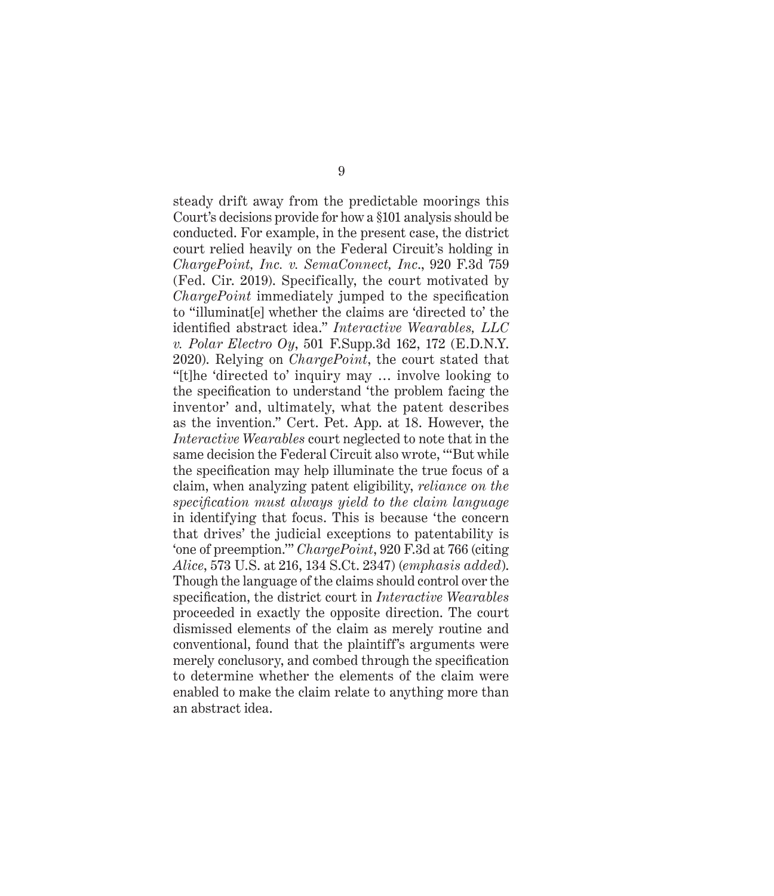steady drift away from the predictable moorings this Court's decisions provide for how a §101 analysis should be conducted. For example, in the present case, the district court relied heavily on the Federal Circuit's holding in *ChargePoint, Inc. v. SemaConnect, Inc*., 920 F.3d 759 (Fed. Cir. 2019). Specifically, the court motivated by *ChargePoint* immediately jumped to the specification to "illuminat[e] whether the claims are 'directed to' the identified abstract idea." *Interactive Wearables, LLC v. Polar Electro Oy*, 501 F.Supp.3d 162, 172 (E.D.N.Y. 2020). Relying on *ChargePoint*, the court stated that "[t]he 'directed to' inquiry may … involve looking to the specification to understand 'the problem facing the inventor' and, ultimately, what the patent describes as the invention." Cert. Pet. App. at 18. However, the *Interactive Wearables* court neglected to note that in the same decision the Federal Circuit also wrote, "'But while the specification may help illuminate the true focus of a claim, when analyzing patent eligibility, *reliance on the specification must always yield to the claim language* in identifying that focus. This is because 'the concern that drives' the judicial exceptions to patentability is 'one of preemption.'" *ChargePoint*, 920 F.3d at 766 (citing *Alice*, 573 U.S. at 216, 134 S.Ct. 2347) (*emphasis added*). Though the language of the claims should control over the specification, the district court in *Interactive Wearables* proceeded in exactly the opposite direction. The court dismissed elements of the claim as merely routine and conventional, found that the plaintiff's arguments were merely conclusory, and combed through the specification to determine whether the elements of the claim were enabled to make the claim relate to anything more than an abstract idea.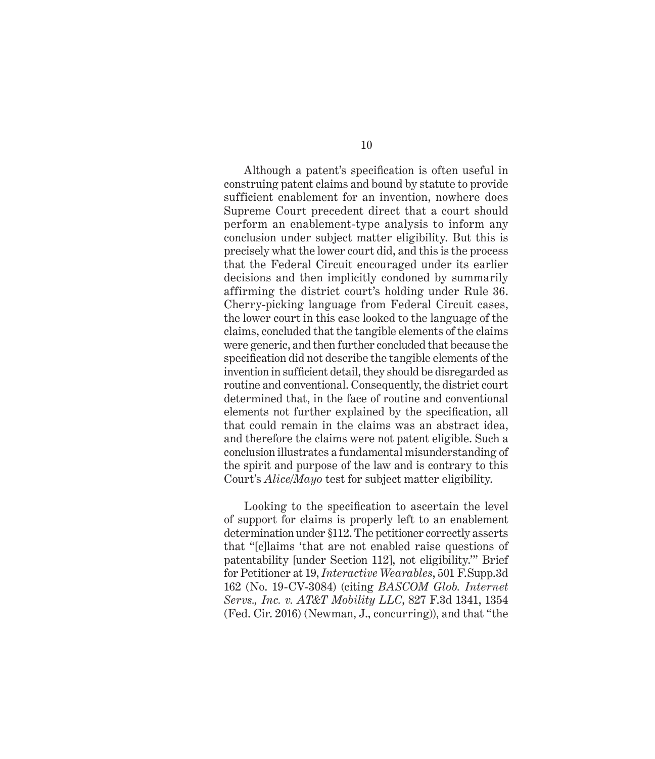Although a patent's specification is often useful in construing patent claims and bound by statute to provide sufficient enablement for an invention, nowhere does Supreme Court precedent direct that a court should perform an enablement-type analysis to inform any conclusion under subject matter eligibility. But this is precisely what the lower court did, and this is the process that the Federal Circuit encouraged under its earlier decisions and then implicitly condoned by summarily affirming the district court's holding under Rule 36. Cherry-picking language from Federal Circuit cases, the lower court in this case looked to the language of the claims, concluded that the tangible elements of the claims were generic, and then further concluded that because the specification did not describe the tangible elements of the invention in sufficient detail, they should be disregarded as routine and conventional. Consequently, the district court determined that, in the face of routine and conventional elements not further explained by the specification, all that could remain in the claims was an abstract idea, and therefore the claims were not patent eligible. Such a conclusion illustrates a fundamental misunderstanding of the spirit and purpose of the law and is contrary to this Court's *Alice/Mayo* test for subject matter eligibility.

Looking to the specification to ascertain the level of support for claims is properly left to an enablement determination under §112. The petitioner correctly asserts that "[c]laims 'that are not enabled raise questions of patentability [under Section 112], not eligibility.'" Brief for Petitioner at 19, *Interactive Wearables*, 501 F.Supp.3d 162 (No. 19-CV-3084) (citing *BASCOM Glob. Internet Servs., Inc. v. AT&T Mobility LLC*, 827 F.3d 1341, 1354 (Fed. Cir. 2016) (Newman, J., concurring)), and that "the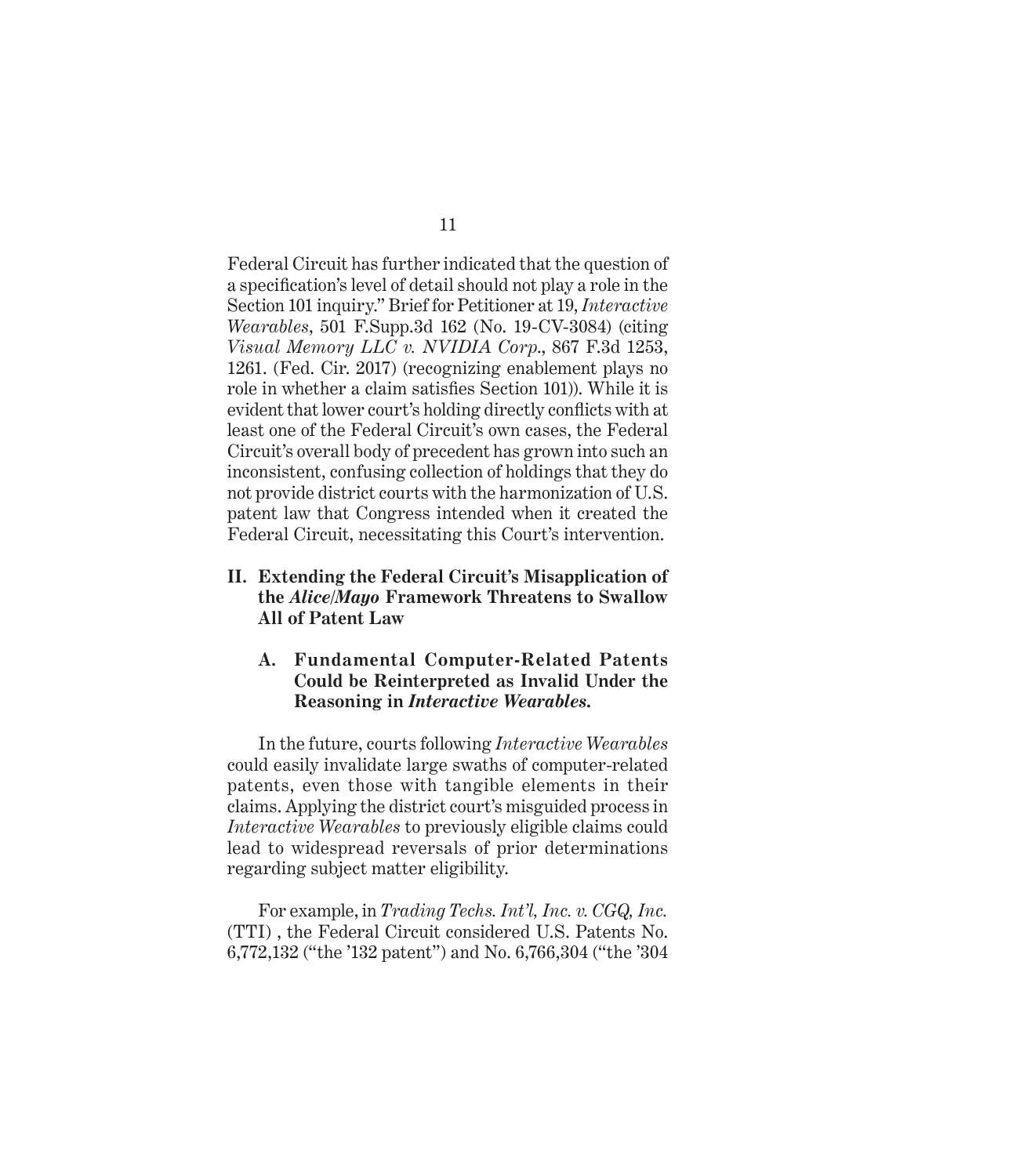Federal Circuit has further indicated that the question of a specification's level of detail should not play a role in the Section 101 inquiry." Brief for Petitioner at 19, *Interactive Wearables*, 501 F.Supp.3d 162 (No. 19-CV-3084) (citing *Visual Memory LLC v. NVIDIA Corp.*, 867 F.3d 1253, 1261. (Fed. Cir. 2017) (recognizing enablement plays no role in whether a claim satisfies Section 101)). While it is evident that lower court's holding directly conflicts with at least one of the Federal Circuit's own cases, the Federal Circuit's overall body of precedent has grown into such an inconsistent, confusing collection of holdings that they do not provide district courts with the harmonization of U.S. patent law that Congress intended when it created the Federal Circuit, necessitating this Court's intervention.

## II. Extending the Federal Circuit's Misapplication of the *Alice/Mayo* Framework Threatens to Swallow All of Patent Law

### A. Fundamental Computer-Related Patents Could be Reinterpreted as Invalid Under the Reasoning in *Interactive Wearables.*

In the future, courts following *Interactive Wearables* could easily invalidate large swaths of computer-related patents, even those with tangible elements in their claims. Applying the district court's misguided process in *Interactive Wearables* to previously eligible claims could lead to widespread reversals of prior determinations regarding subject matter eligibility.

For example, in *Trading Techs. Int'l, Inc. v. CGQ, Inc.* (TTI) , the Federal Circuit considered U.S. Patents No. 6,772,132 ("the '132 patent") and No. 6,766,304 ("the '304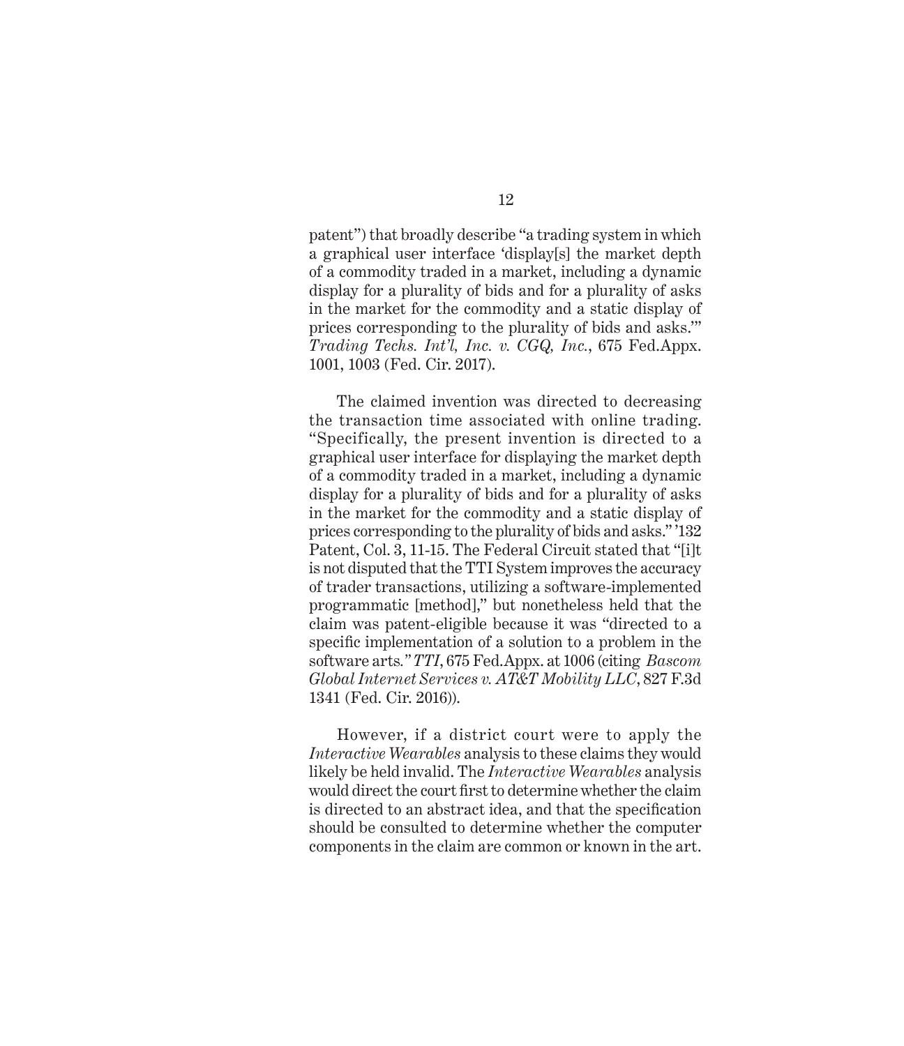patent") that broadly describe "a trading system in which a graphical user interface 'display[s] the market depth of a commodity traded in a market, including a dynamic display for a plurality of bids and for a plurality of asks in the market for the commodity and a static display of prices corresponding to the plurality of bids and asks.'" *Trading Techs. Int'l, Inc. v. CGQ, Inc.*, 675 Fed.Appx. 1001, 1003 (Fed. Cir. 2017).

The claimed invention was directed to decreasing the transaction time associated with online trading. "Specifically, the present invention is directed to a graphical user interface for displaying the market depth of a commodity traded in a market, including a dynamic display for a plurality of bids and for a plurality of asks in the market for the commodity and a static display of prices corresponding to the plurality of bids and asks." '132 Patent, Col. 3, 11-15. The Federal Circuit stated that "[i]t is not disputed that the TTI System improves the accuracy of trader transactions, utilizing a software-implemented programmatic [method]," but nonetheless held that the claim was patent-eligible because it was "directed to a specific implementation of a solution to a problem in the software arts." *TTI*, 675 Fed.Appx. at 1006 (citing *Bascom Global Internet Services v. AT&T Mobility LLC*, 827 F.3d 1341 (Fed. Cir. 2016)).

However, if a district court were to apply the *Interactive Wearables* analysis to these claims they would likely be held invalid. The *Interactive Wearables* analysis would direct the court first to determine whether the claim is directed to an abstract idea, and that the specification should be consulted to determine whether the computer components in the claim are common or known in the art.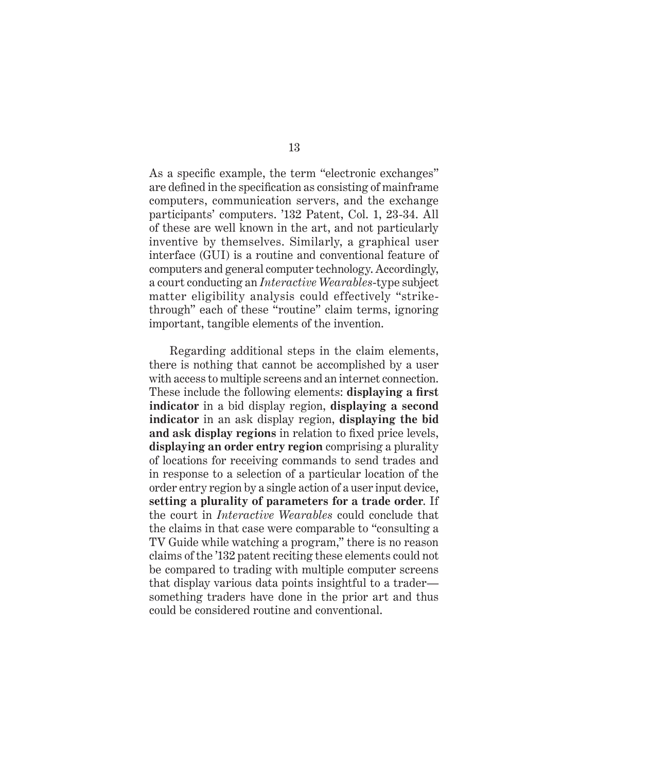As a specific example, the term "electronic exchanges" are defined in the specification as consisting of mainframe computers, communication servers, and the exchange participants' computers. '132 Patent, Col. 1, 23-34. All of these are well known in the art, and not particularly inventive by themselves. Similarly, a graphical user interface (GUI) is a routine and conventional feature of computers and general computer technology. Accordingly, a court conducting an *Interactive Wearables*-type subject matter eligibility analysis could effectively "strike-through" each of these "routine" claim terms, ignoring important, tangible elements of the invention.

Regarding additional steps in the claim elements, there is nothing that cannot be accomplished by a user with access to multiple screens and an internet connection. These include the following elements: **displaying a first indicator** in a bid display region, **displaying a second indicator** in an ask display region, **displaying the bid and ask display regions** in relation to fixed price levels, **displaying an order entry region** comprising a plurality of locations for receiving commands to send trades and in response to a selection of a particular location of the order entry region by a single action of a user input device, **setting a plurality of parameters for a trade order**. If the court in *Interactive Wearables* could conclude that the claims in that case were comparable to "consulting a TV Guide while watching a program," there is no reason claims of the '132 patent reciting these elements could not be compared to trading with multiple computer screens that display various data points insightful to a trader—something traders have done in the prior art and thus could be considered routine and conventional.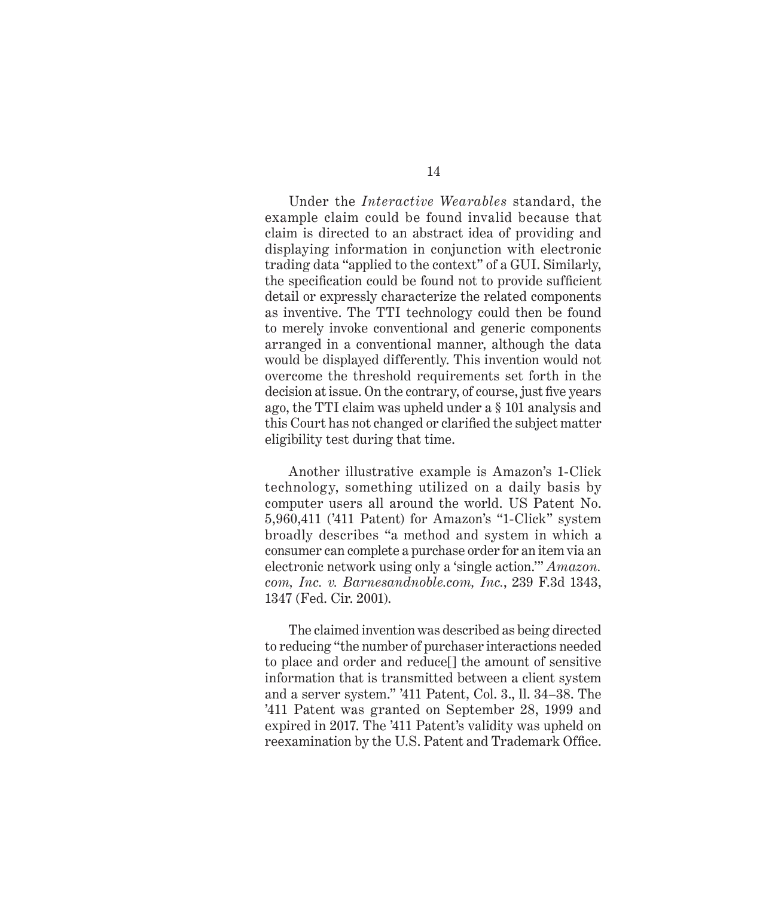Under the *Interactive Wearables* standard, the example claim could be found invalid because that claim is directed to an abstract idea of providing and displaying information in conjunction with electronic trading data "applied to the context" of a GUI. Similarly, the specification could be found not to provide sufficient detail or expressly characterize the related components as inventive. The TTI technology could then be found to merely invoke conventional and generic components arranged in a conventional manner, although the data would be displayed differently. This invention would not overcome the threshold requirements set forth in the decision at issue. On the contrary, of course, just five years ago, the TTI claim was upheld under a § 101 analysis and this Court has not changed or clarified the subject matter eligibility test during that time.

Another illustrative example is Amazon's 1-Click technology, something utilized on a daily basis by computer users all around the world. US Patent No. 5,960,411 ('411 Patent) for Amazon's "1-Click" system broadly describes "a method and system in which a consumer can complete a purchase order for an item via an electronic network using only a 'single action.'" *Amazon.com, Inc. v. Barnesandnoble.com, Inc.*, 239 F.3d 1343, 1347 (Fed. Cir. 2001).

The claimed invention was described as being directed to reducing "the number of purchaser interactions needed to place and order and reduce[] the amount of sensitive information that is transmitted between a client system and a server system." '411 Patent, Col. 3., ll. 34–38. The '411 Patent was granted on September 28, 1999 and expired in 2017. The '411 Patent's validity was upheld on reexamination by the U.S. Patent and Trademark Office.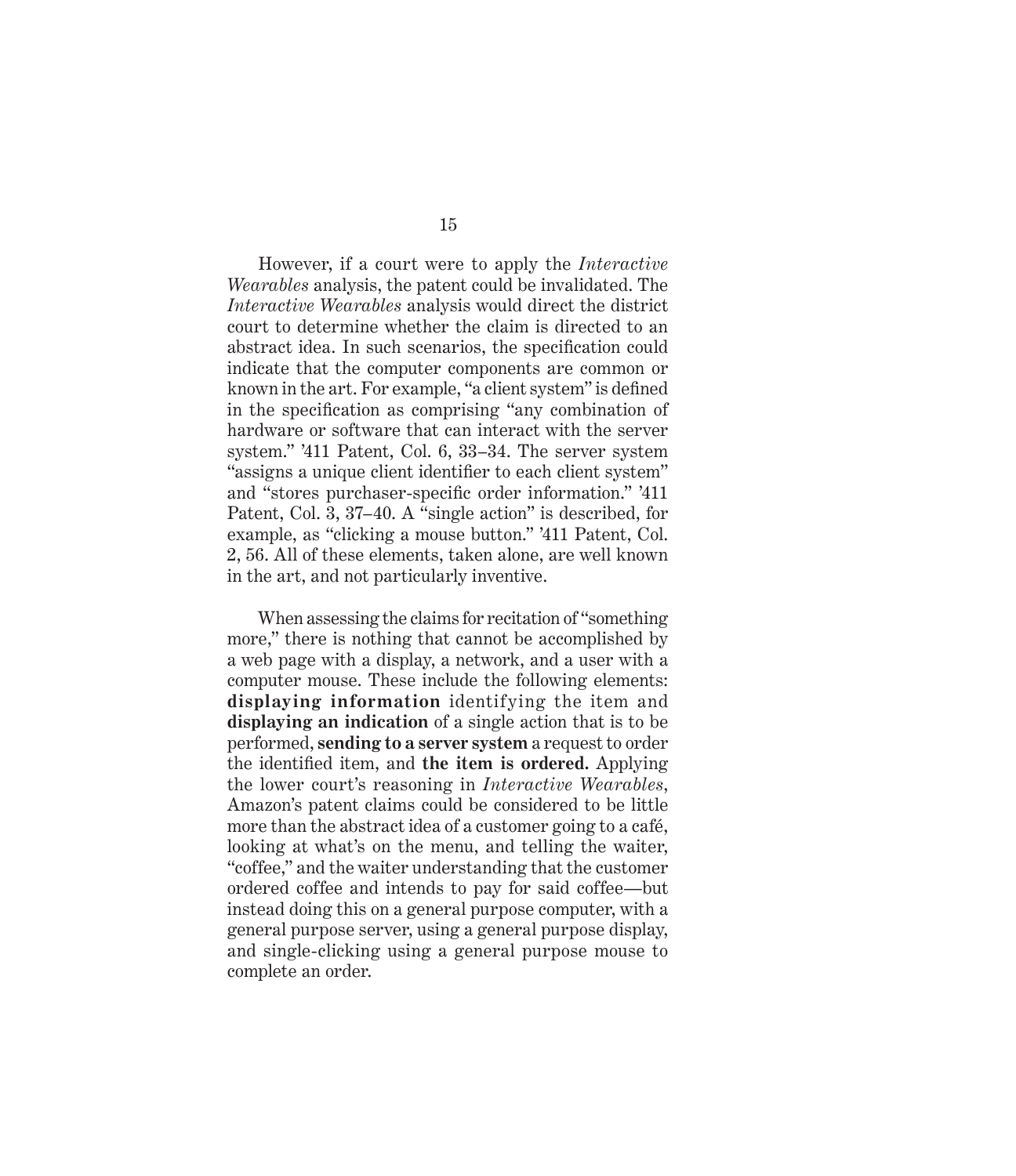However, if a court were to apply the *Interactive Wearables* analysis, the patent could be invalidated. The *Interactive Wearables* analysis would direct the district court to determine whether the claim is directed to an abstract idea. In such scenarios, the specification could indicate that the computer components are common or known in the art. For example, "a client system" is defined in the specification as comprising "any combination of hardware or software that can interact with the server system." '411 Patent, Col. 6, 33–34. The server system "assigns a unique client identifier to each client system" and "stores purchaser-specific order information." '411 Patent, Col. 3, 37–40. A "single action" is described, for example, as "clicking a mouse button." '411 Patent, Col. 2, 56. All of these elements, taken alone, are well known in the art, and not particularly inventive.

When assessing the claims for recitation of "something more," there is nothing that cannot be accomplished by a web page with a display, a network, and a user with a computer mouse. These include the following elements: **displaying information** identifying the item and **displaying an indication** of a single action that is to be performed, **sending to a server system** a request to order the identified item, and **the item is ordered.** Applying the lower court's reasoning in *Interactive Wearables*, Amazon's patent claims could be considered to be little more than the abstract idea of a customer going to a café, looking at what's on the menu, and telling the waiter, "coffee," and the waiter understanding that the customer ordered coffee and intends to pay for said coffee—but instead doing this on a general purpose computer, with a general purpose server, using a general purpose display, and single-clicking using a general purpose mouse to complete an order.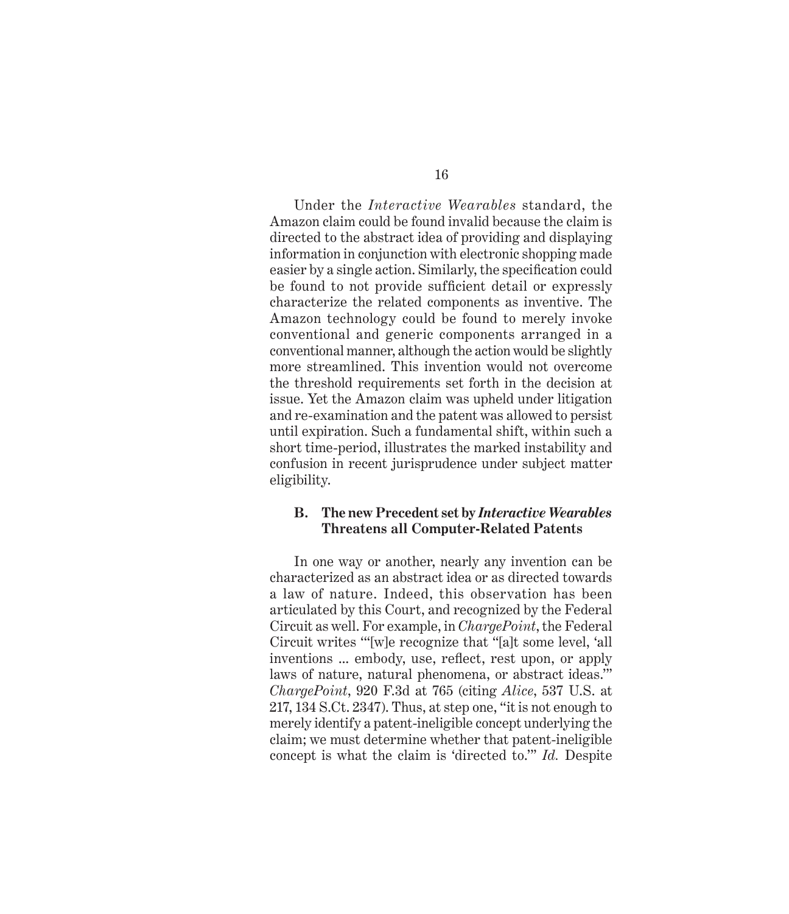Under the *Interactive Wearables* standard, the Amazon claim could be found invalid because the claim is directed to the abstract idea of providing and displaying information in conjunction with electronic shopping made easier by a single action. Similarly, the specification could be found to not provide sufficient detail or expressly characterize the related components as inventive. The Amazon technology could be found to merely invoke conventional and generic components arranged in a conventional manner, although the action would be slightly more streamlined. This invention would not overcome the threshold requirements set forth in the decision at issue. Yet the Amazon claim was upheld under litigation and re-examination and the patent was allowed to persist until expiration. Such a fundamental shift, within such a short time-period, illustrates the marked instability and confusion in recent jurisprudence under subject matter eligibility.

### B. The new Precedent set by *Interactive Wearables* Threatens all Computer-Related Patents

In one way or another, nearly any invention can be characterized as an abstract idea or as directed towards a law of nature. Indeed, this observation has been articulated by this Court, and recognized by the Federal Circuit as well. For example, in *ChargePoint*, the Federal Circuit writes "'[w]e recognize that "[a]t some level, 'all inventions ... embody, use, reflect, rest upon, or apply laws of nature, natural phenomena, or abstract ideas.'" *ChargePoint*, 920 F.3d at 765 (citing *Alice*, 537 U.S. at 217, 134 S.Ct. 2347). Thus, at step one, "it is not enough to merely identify a patent-ineligible concept underlying the claim; we must determine whether that patent-ineligible concept is what the claim is 'directed to.'" *Id.* Despite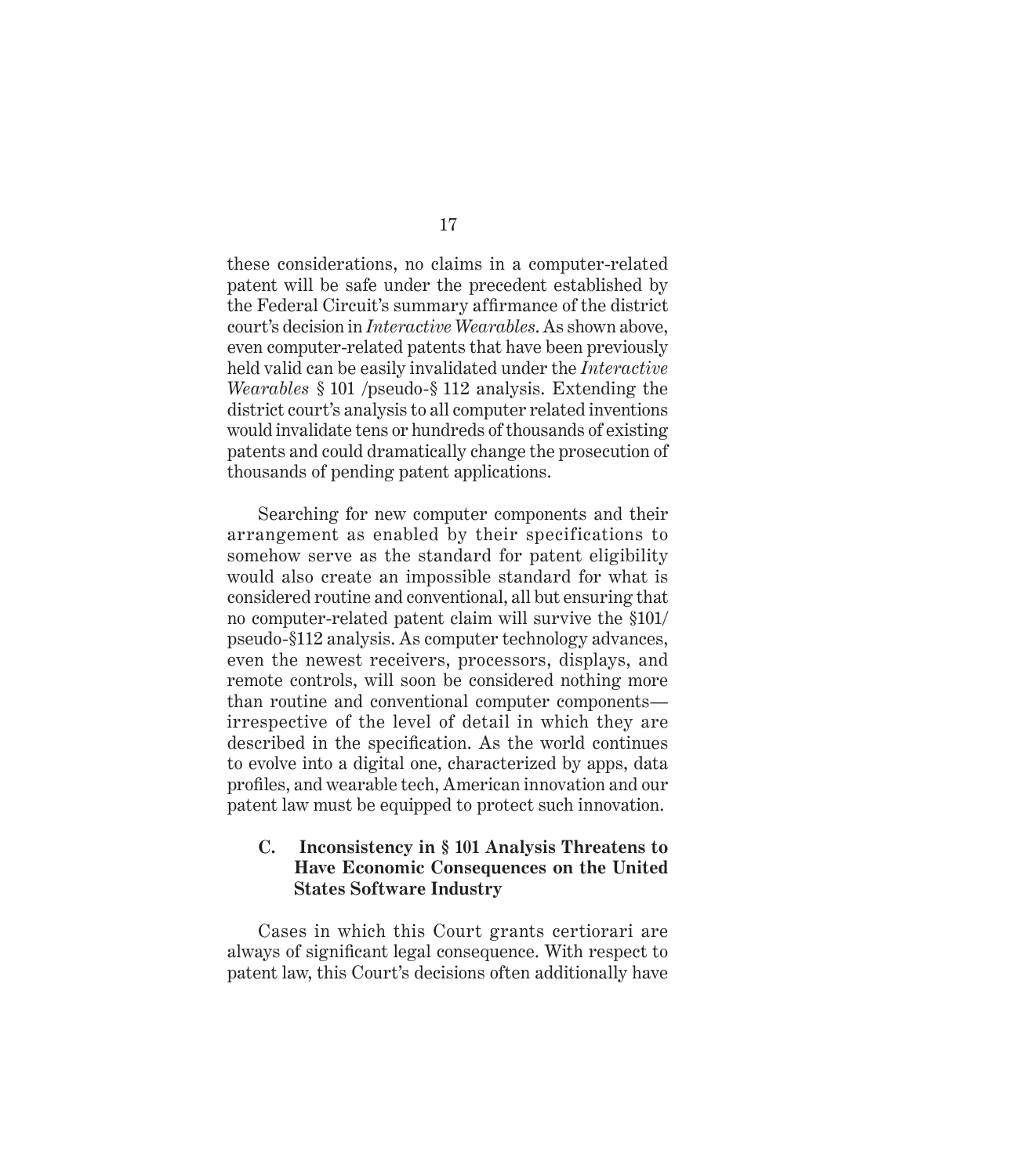these considerations, no claims in a computer-related patent will be safe under the precedent established by the Federal Circuit's summary affirmance of the district court's decision in *Interactive Wearables*. As shown above, even computer-related patents that have been previously held valid can be easily invalidated under the *Interactive Wearables* § 101 /pseudo-§ 112 analysis. Extending the district court's analysis to all computer related inventions would invalidate tens or hundreds of thousands of existing patents and could dramatically change the prosecution of thousands of pending patent applications.

Searching for new computer components and their arrangement as enabled by their specifications to somehow serve as the standard for patent eligibility would also create an impossible standard for what is considered routine and conventional, all but ensuring that no computer-related patent claim will survive the §101/pseudo-§112 analysis. As computer technology advances, even the newest receivers, processors, displays, and remote controls, will soon be considered nothing more than routine and conventional computer components—irrespective of the level of detail in which they are described in the specification. As the world continues to evolve into a digital one, characterized by apps, data profiles, and wearable tech, American innovation and our patent law must be equipped to protect such innovation.

### C. Inconsistency in § 101 Analysis Threatens to Have Economic Consequences on the United States Software Industry

Cases in which this Court grants certiorari are always of significant legal consequence. With respect to patent law, this Court's decisions often additionally have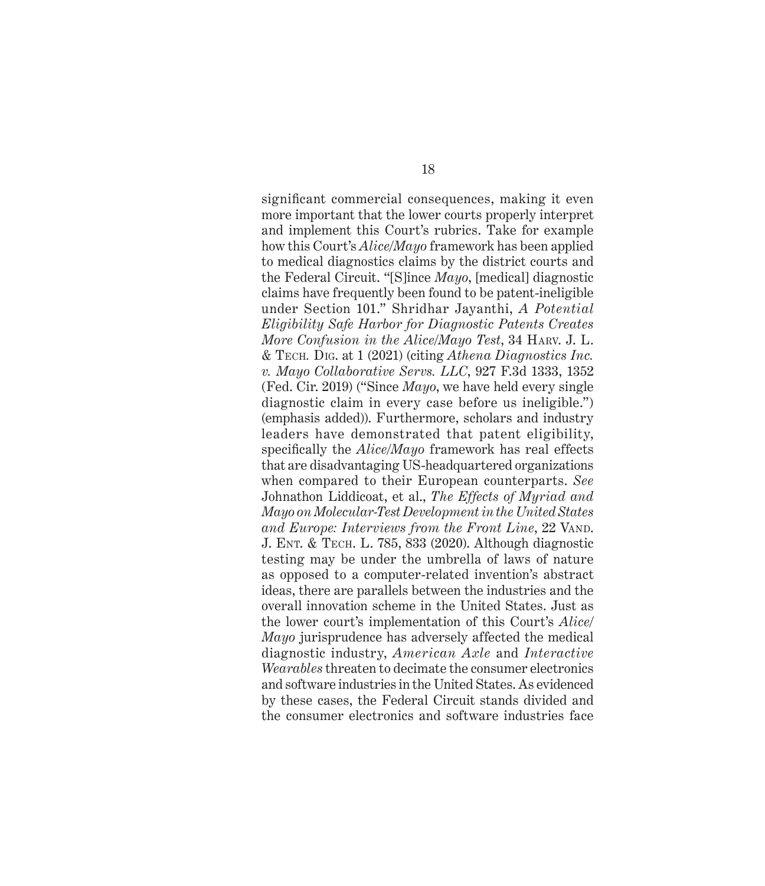significant commercial consequences, making it even more important that the lower courts properly interpret and implement this Court's rubrics. Take for example how this Court's *Alice/Mayo* framework has been applied to medical diagnostics claims by the district courts and the Federal Circuit. "[S]ince *Mayo*, [medical] diagnostic claims have frequently been found to be patent-ineligible under Section 101." Shridhar Jayanthi, *A Potential Eligibility Safe Harbor for Diagnostic Patents Creates More Confusion in the Alice/Mayo Test*, 34 Harv. J. L. & Tech. Dig. at 1 (2021) (citing *Athena Diagnostics Inc. v. Mayo Collaborative Servs. LLC*, 927 F.3d 1333, 1352 (Fed. Cir. 2019) ("Since *Mayo*, we have held every single diagnostic claim in every case before us ineligible.") (emphasis added)). Furthermore, scholars and industry leaders have demonstrated that patent eligibility, specifically the *Alice/Mayo* framework has real effects that are disadvantaging US-headquartered organizations when compared to their European counterparts. *See* Johnathon Liddicoat, et al., *The Effects of Myriad and Mayo on Molecular-Test Development in the United States and Europe: Interviews from the Front Line*, 22 Vand. J. Ent. & Tech. L. 785, 833 (2020). Although diagnostic testing may be under the umbrella of laws of nature as opposed to a computer-related invention's abstract ideas, there are parallels between the industries and the overall innovation scheme in the United States. Just as the lower court's implementation of this Court's *Alice/Mayo* jurisprudence has adversely affected the medical diagnostic industry, *American Axle* and *Interactive Wearables* threaten to decimate the consumer electronics and software industries in the United States. As evidenced by these cases, the Federal Circuit stands divided and the consumer electronics and software industries face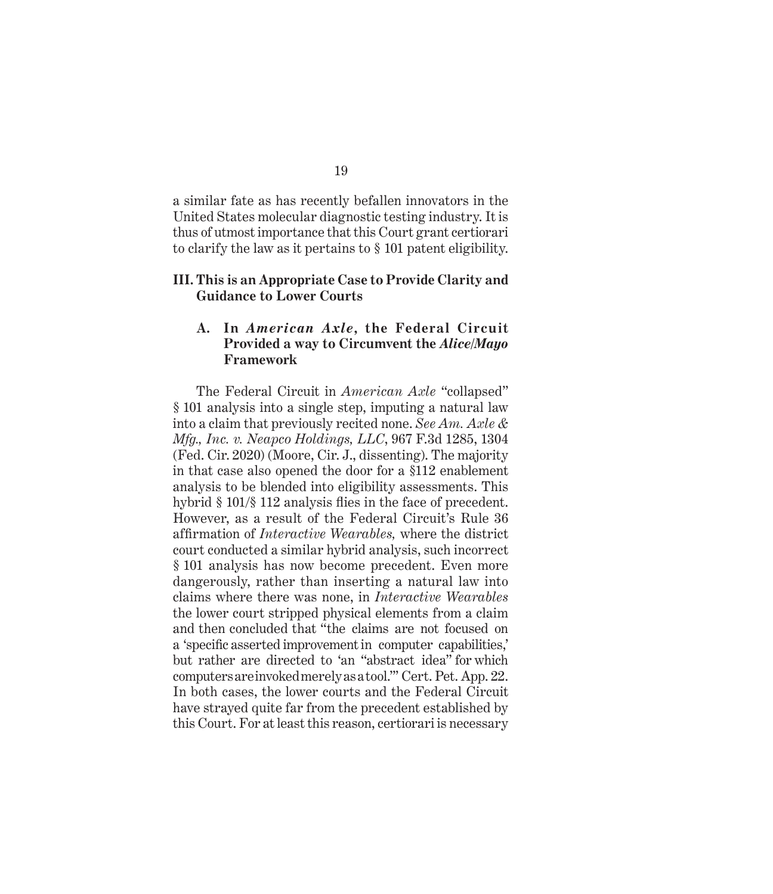a similar fate as has recently befallen innovators in the United States molecular diagnostic testing industry. It is thus of utmost importance that this Court grant certiorari to clarify the law as it pertains to § 101 patent eligibility.

### III. This is an Appropriate Case to Provide Clarity and Guidance to Lower Courts

#### A. In *American Axle*, the Federal Circuit Provided a way to Circumvent the *Alice/Mayo* Framework

The Federal Circuit in *American Axle* "collapsed" § 101 analysis into a single step, imputing a natural law into a claim that previously recited none. *See Am. Axle & Mfg., Inc. v. Neapco Holdings, LLC*, 967 F.3d 1285, 1304 (Fed. Cir. 2020) (Moore, Cir. J., dissenting). The majority in that case also opened the door for a §112 enablement analysis to be blended into eligibility assessments. This hybrid § 101/§ 112 analysis flies in the face of precedent. However, as a result of the Federal Circuit's Rule 36 affirmation of *Interactive Wearables,* where the district court conducted a similar hybrid analysis, such incorrect § 101 analysis has now become precedent. Even more dangerously, rather than inserting a natural law into claims where there was none, in *Interactive Wearables* the lower court stripped physical elements from a claim and then concluded that "the claims are not focused on a 'specific asserted improvement in computer capabilities,' but rather are directed to 'an "abstract idea" for which computers are invoked merely as a tool.'" Cert. Pet. App. 22. In both cases, the lower courts and the Federal Circuit have strayed quite far from the precedent established by this Court. For at least this reason, certiorari is necessary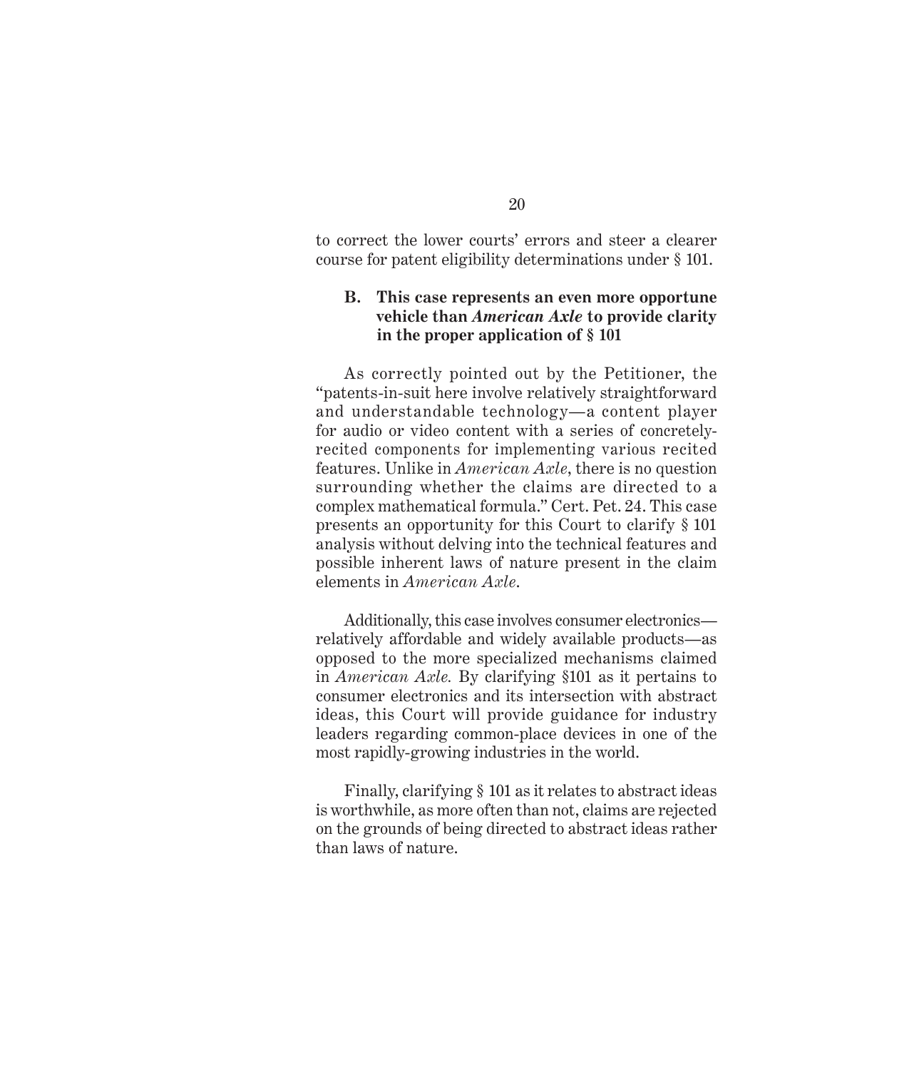to correct the lower courts' errors and steer a clearer course for patent eligibility determinations under § 101.

### B. This case represents an even more opportune vehicle than *American Axle* to provide clarity in the proper application of § 101

As correctly pointed out by the Petitioner, the "patents-in-suit here involve relatively straightforward and understandable technology—a content player for audio or video content with a series of concretely-recited components for implementing various recited features. Unlike in *American Axle*, there is no question surrounding whether the claims are directed to a complex mathematical formula." Cert. Pet. 24. This case presents an opportunity for this Court to clarify § 101 analysis without delving into the technical features and possible inherent laws of nature present in the claim elements in *American Axle*.

Additionally, this case involves consumer electronics—relatively affordable and widely available products—as opposed to the more specialized mechanisms claimed in *American Axle.* By clarifying §101 as it pertains to consumer electronics and its intersection with abstract ideas, this Court will provide guidance for industry leaders regarding common-place devices in one of the most rapidly-growing industries in the world.

Finally, clarifying § 101 as it relates to abstract ideas is worthwhile, as more often than not, claims are rejected on the grounds of being directed to abstract ideas rather than laws of nature.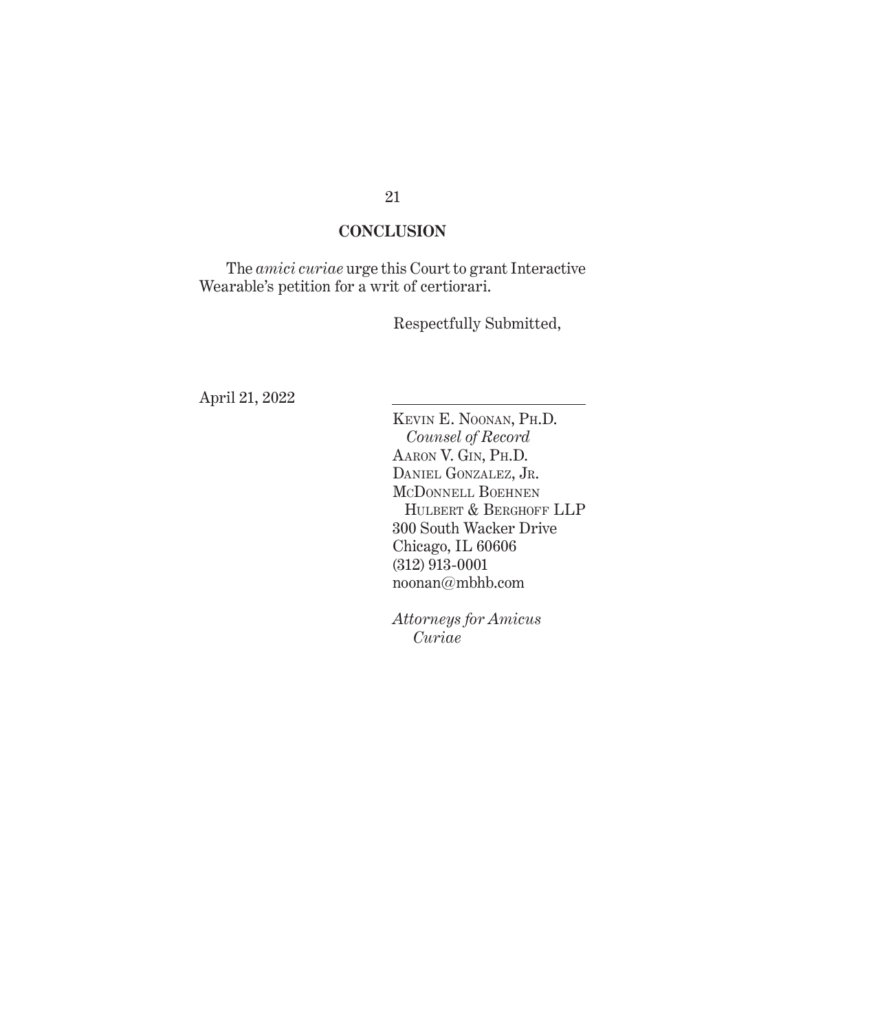## CONCLUSION

The *amici curiae* urge this Court to grant Interactive Wearable's petition for a writ of certiorari.

Respectfully Submitted,

April 21, 2022

Kevin E. Noonan, Ph.D.
*Counsel of Record*
Aaron V. Gin, Ph.D.
Daniel Gonzalez, Jr.
McDonnell Boehnen
Hulbert & Berghoff LLP
300 South Wacker Drive
Chicago, IL 60606
(312) 913-0001
noonan@mbhb.com

*Attorneys for Amicus Curiae*